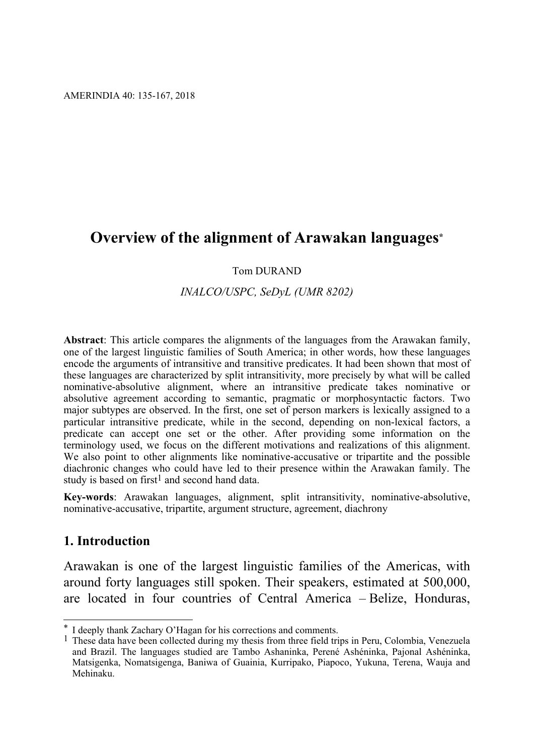# Overview of the alignment of Arawakan languages*

Tom DURAND

*INALCO/USPC, SeDyL (UMR 8202)*

**Abstract**: This article compares the alignments of the languages from the Arawakan family, one of the largest linguistic families of South America; in other words, how these languages encode the arguments of intransitive and transitive predicates. It had been shown that most of these languages are characterized by split intransitivity, more precisely by what will be called nominative-absolutive alignment, where an intransitive predicate takes nominative or absolutive agreement according to semantic, pragmatic or morphosyntactic factors. Two major subtypes are observed. In the first, one set of person markers is lexically assigned to a particular intransitive predicate, while in the second, depending on non-lexical factors, a predicate can accept one set or the other. After providing some information on the terminology used, we focus on the different motivations and realizations of this alignment. We also point to other alignments like nominative-accusative or tripartite and the possible diachronic changes who could have led to their presence within the Arawakan family. The study is based on first[1] and second hand data.

**Key-words**: Arawakan languages, alignment, split intransitivity, nominative-absolutive, nominative-accusative, tripartite, argument structure, agreement, diachrony

## 1. Introduction

Arawakan is one of the largest linguistic families of the Americas, with around forty languages still spoken. Their speakers, estimated at 500,000, are located in four countries of Central America – Belize, Honduras,

---

* I deeply thank Zachary O'Hagan for his corrections and comments.

[1] These data have been collected during my thesis from three field trips in Peru, Colombia, Venezuela and Brazil. The languages studied are Tambo Ashaninka, Perené Ashéninka, Pajonal Ashéninka, Matsigenka, Nomatsigenga, Baniwa of Guainia, Kurripako, Piapoco, Yukuna, Terena, Wauja and Mehinaku.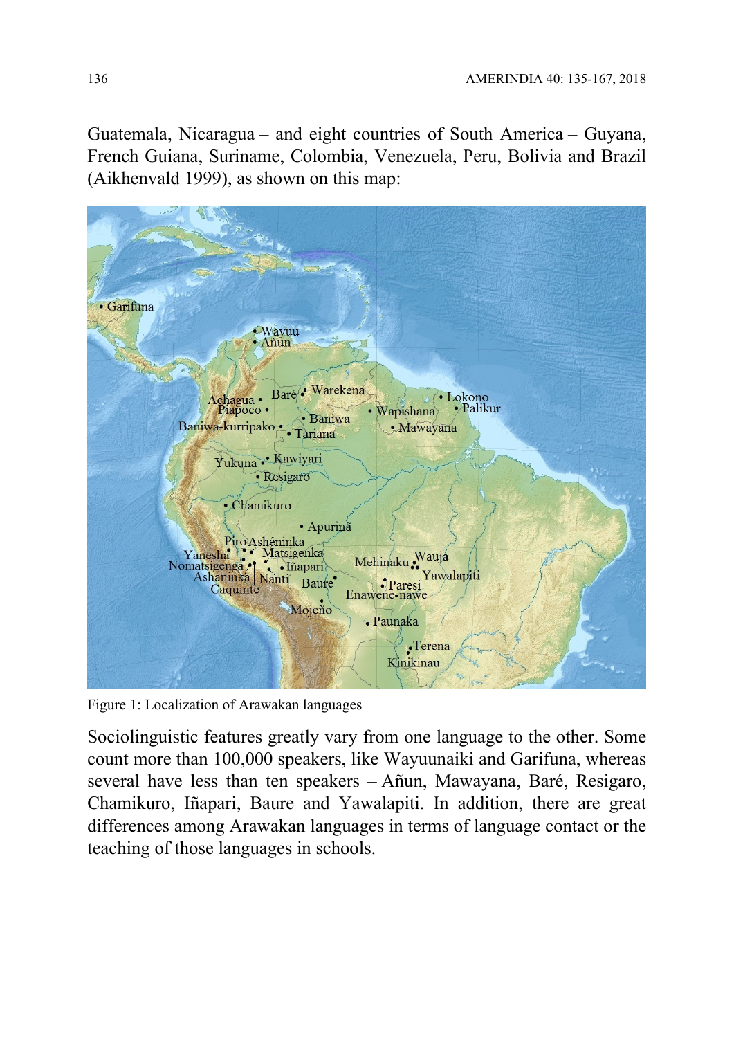Guatemala, Nicaragua – and eight countries of South America – Guyana, French Guiana, Suriname, Colombia, Venezuela, Peru, Bolivia and Brazil (Aikhenvald 1999), as shown on this map:

Figure 1: Localization of Arawakan languages

Sociolinguistic features greatly vary from one language to the other. Some count more than 100,000 speakers, like Wayuunaiki and Garifuna, whereas several have less than ten speakers – Añun, Mawayana, Baré, Resigaro, Chamikuro, Iñapari, Baure and Yawalapiti. In addition, there are great differences among Arawakan languages in terms of language contact or the teaching of those languages in schools.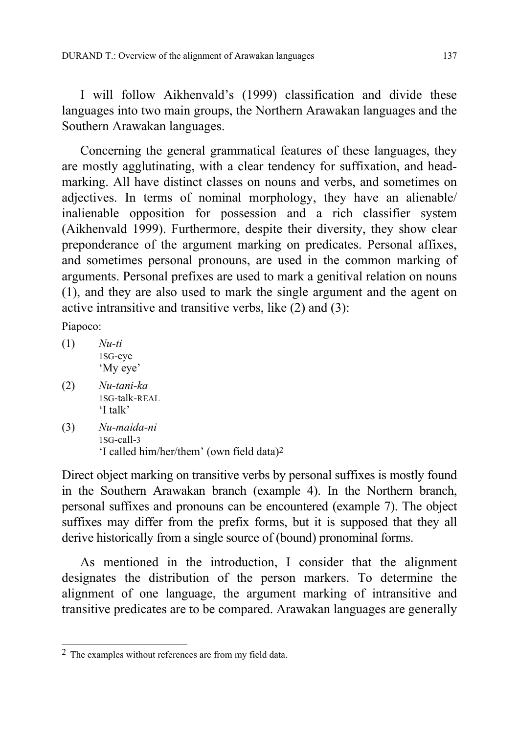I will follow Aikhenvald's (1999) classification and divide these languages into two main groups, the Northern Arawakan languages and the Southern Arawakan languages.

Concerning the general grammatical features of these languages, they are mostly agglutinating, with a clear tendency for suffixation, and head-marking. All have distinct classes on nouns and verbs, and sometimes on adjectives. In terms of nominal morphology, they have an alienable/ inalienable opposition for possession and a rich classifier system (Aikhenvald 1999). Furthermore, despite their diversity, they show clear preponderance of the argument marking on predicates. Personal affixes, and sometimes personal pronouns, are used in the common marking of arguments. Personal prefixes are used to mark a genitival relation on nouns (1), and they are also used to mark the single argument and the agent on active intransitive and transitive verbs, like (2) and (3):

Piapoco:

(1) *Nu-ti*
1SG-eye
'My eye'

(2) *Nu-tani-ka*
1SG-talk-REAL
'I talk'

(3) *Nu-maida-ni*
1SG-call-3
'I called him/her/them' (own field data)[2]

Direct object marking on transitive verbs by personal suffixes is mostly found in the Southern Arawakan branch (example 4). In the Northern branch, personal suffixes and pronouns can be encountered (example 7). The object suffixes may differ from the prefix forms, but it is supposed that they all derive historically from a single source of (bound) pronominal forms.

As mentioned in the introduction, I consider that the alignment designates the distribution of the person markers. To determine the alignment of one language, the argument marking of intransitive and transitive predicates are to be compared. Arawakan languages are generally

[2] The examples without references are from my field data.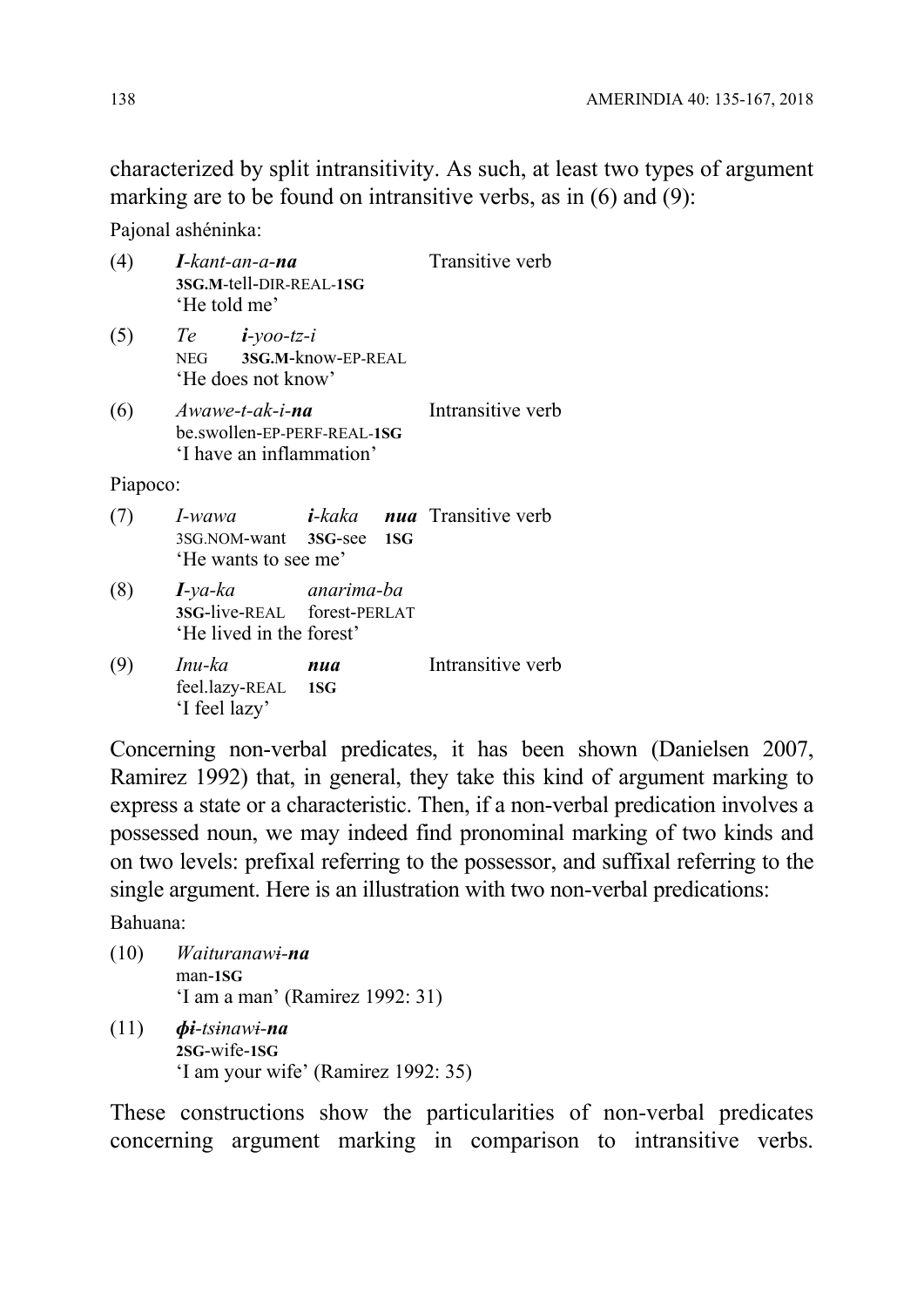characterized by split intransitivity. As such, at least two types of argument marking are to be found on intransitive verbs, as in (6) and (9):

Pajonal ashéninka:

(4) ***I**-kant-an-a-**na*** Transitive verb
**3SG.M**-tell-DIR-REAL-**1SG**
'He told me'

(5) *Te* ***i**-yoo-tz-i*
NEG **3SG.M**-know-EP-REAL
'He does not know'

(6) *Awawe-t-ak-i-**na*** Intransitive verb
be.swollen-EP-PERF-REAL-**1SG**
'I have an inflammation'

Piapoco:

(7) *I-wawa* ***i**-kaka* ***nua*** Transitive verb
3SG.NOM-want **3SG**-see **1SG**
'He wants to see me'

(8) ***I**-ya-ka* *anarima-ba*
**3SG**-live-REAL forest-PERLAT
'He lived in the forest'

(9) *Inu-ka* ***nua*** Intransitive verb
feel.lazy-REAL **1SG**
'I feel lazy'

Concerning non-verbal predicates, it has been shown (Danielsen 2007, Ramirez 1992) that, in general, they take this kind of argument marking to express a state or a characteristic. Then, if a non-verbal predication involves a possessed noun, we may indeed find pronominal marking of two kinds and on two levels: prefixal referring to the possessor, and suffixal referring to the single argument. Here is an illustration with two non-verbal predications:

Bahuana:

(10) *Waituranawɨ-**na***
man-**1SG**
'I am a man' (Ramirez 1992: 31)

(11) ***ɸi**-tsɨnawɨ-**na***
**2SG**-wife-**1SG**
'I am your wife' (Ramirez 1992: 35)

These constructions show the particularities of non-verbal predicates concerning argument marking in comparison to intransitive verbs.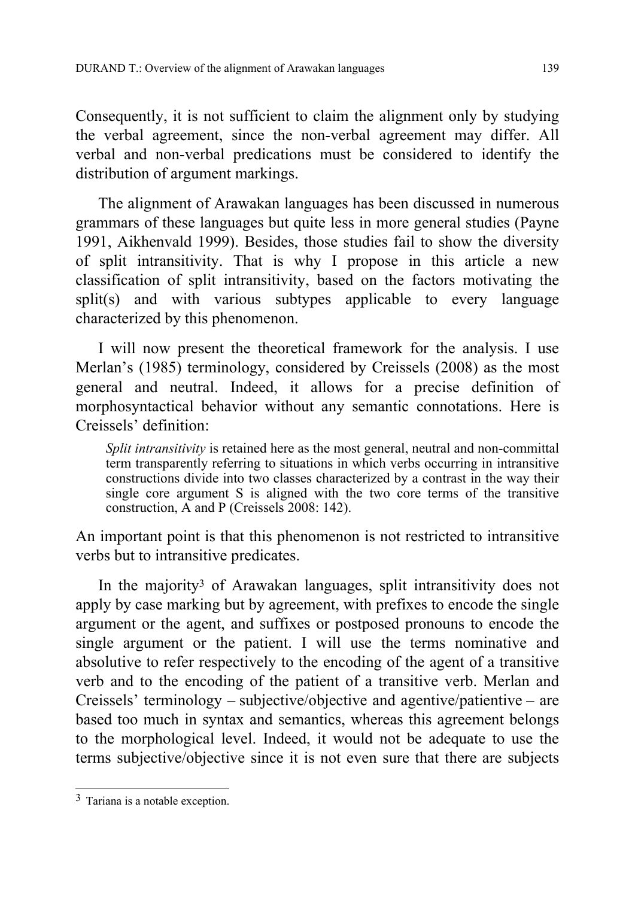Consequently, it is not sufficient to claim the alignment only by studying the verbal agreement, since the non-verbal agreement may differ. All verbal and non-verbal predications must be considered to identify the distribution of argument markings.

The alignment of Arawakan languages has been discussed in numerous grammars of these languages but quite less in more general studies (Payne 1991, Aikhenvald 1999). Besides, those studies fail to show the diversity of split intransitivity. That is why I propose in this article a new classification of split intransitivity, based on the factors motivating the split(s) and with various subtypes applicable to every language characterized by this phenomenon.

I will now present the theoretical framework for the analysis. I use Merlan's (1985) terminology, considered by Creissels (2008) as the most general and neutral. Indeed, it allows for a precise definition of morphosyntactical behavior without any semantic connotations. Here is Creissels' definition:

> *Split intransitivity* is retained here as the most general, neutral and non-committal term transparently referring to situations in which verbs occurring in intransitive constructions divide into two classes characterized by a contrast in the way their single core argument S is aligned with the two core terms of the transitive construction, A and P (Creissels 2008: 142).

An important point is that this phenomenon is not restricted to intransitive verbs but to intransitive predicates.

In the majority[3] of Arawakan languages, split intransitivity does not apply by case marking but by agreement, with prefixes to encode the single argument or the agent, and suffixes or postposed pronouns to encode the single argument or the patient. I will use the terms nominative and absolutive to refer respectively to the encoding of the agent of a transitive verb and to the encoding of the patient of a transitive verb. Merlan and Creissels' terminology – subjective/objective and agentive/patientive – are based too much in syntax and semantics, whereas this agreement belongs to the morphological level. Indeed, it would not be adequate to use the terms subjective/objective since it is not even sure that there are subjects

[3] Tariana is a notable exception.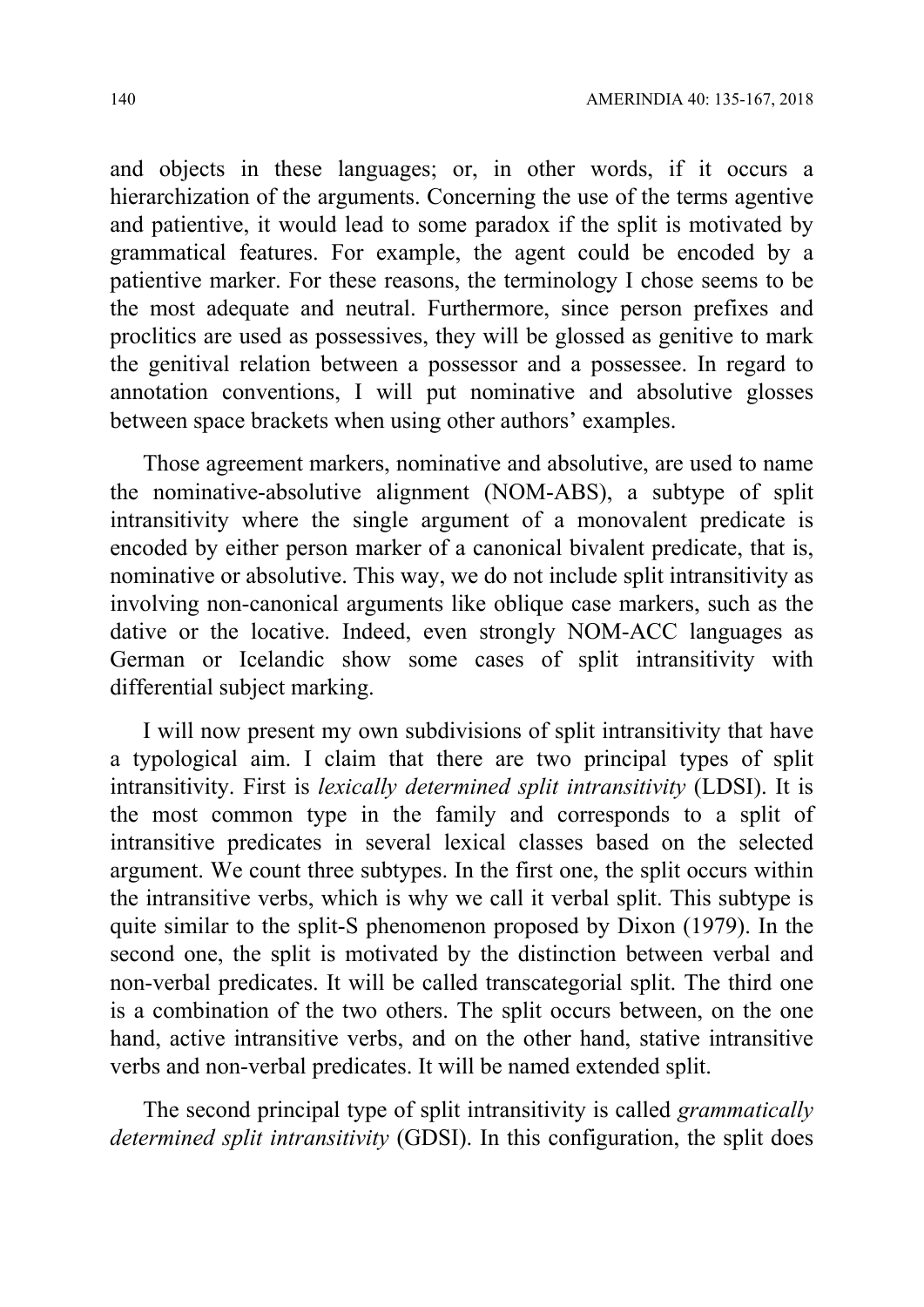and objects in these languages; or, in other words, if it occurs a hierarchization of the arguments. Concerning the use of the terms agentive and patientive, it would lead to some paradox if the split is motivated by grammatical features. For example, the agent could be encoded by a patientive marker. For these reasons, the terminology I chose seems to be the most adequate and neutral. Furthermore, since person prefixes and proclitics are used as possessives, they will be glossed as genitive to mark the genitival relation between a possessor and a possessee. In regard to annotation conventions, I will put nominative and absolutive glosses between space brackets when using other authors' examples.

Those agreement markers, nominative and absolutive, are used to name the nominative-absolutive alignment (NOM-ABS), a subtype of split intransitivity where the single argument of a monovalent predicate is encoded by either person marker of a canonical bivalent predicate, that is, nominative or absolutive. This way, we do not include split intransitivity as involving non-canonical arguments like oblique case markers, such as the dative or the locative. Indeed, even strongly NOM-ACC languages as German or Icelandic show some cases of split intransitivity with differential subject marking.

I will now present my own subdivisions of split intransitivity that have a typological aim. I claim that there are two principal types of split intransitivity. First is *lexically determined split intransitivity* (LDSI). It is the most common type in the family and corresponds to a split of intransitive predicates in several lexical classes based on the selected argument. We count three subtypes. In the first one, the split occurs within the intransitive verbs, which is why we call it verbal split. This subtype is quite similar to the split-S phenomenon proposed by Dixon (1979). In the second one, the split is motivated by the distinction between verbal and non-verbal predicates. It will be called transcategorial split. The third one is a combination of the two others. The split occurs between, on the one hand, active intransitive verbs, and on the other hand, stative intransitive verbs and non-verbal predicates. It will be named extended split.

The second principal type of split intransitivity is called *grammatically determined split intransitivity* (GDSI). In this configuration, the split does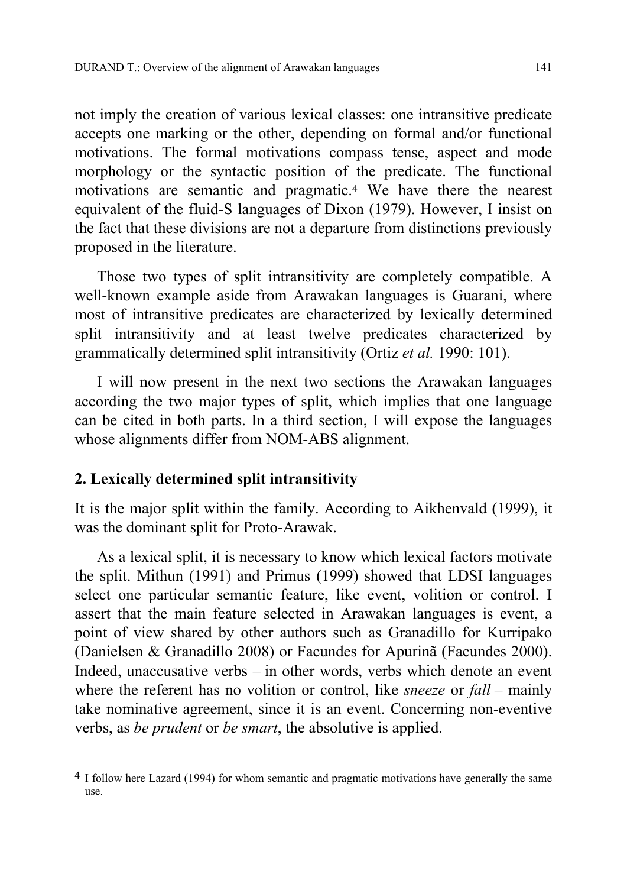not imply the creation of various lexical classes: one intransitive predicate accepts one marking or the other, depending on formal and/or functional motivations. The formal motivations compass tense, aspect and mode morphology or the syntactic position of the predicate. The functional motivations are semantic and pragmatic.[4] We have there the nearest equivalent of the fluid-S languages of Dixon (1979). However, I insist on the fact that these divisions are not a departure from distinctions previously proposed in the literature.

Those two types of split intransitivity are completely compatible. A well-known example aside from Arawakan languages is Guarani, where most of intransitive predicates are characterized by lexically determined split intransitivity and at least twelve predicates characterized by grammatically determined split intransitivity (Ortiz *et al.* 1990: 101).

I will now present in the next two sections the Arawakan languages according the two major types of split, which implies that one language can be cited in both parts. In a third section, I will expose the languages whose alignments differ from NOM-ABS alignment.

## 2. Lexically determined split intransitivity

It is the major split within the family. According to Aikhenvald (1999), it was the dominant split for Proto-Arawak.

As a lexical split, it is necessary to know which lexical factors motivate the split. Mithun (1991) and Primus (1999) showed that LDSI languages select one particular semantic feature, like event, volition or control. I assert that the main feature selected in Arawakan languages is event, a point of view shared by other authors such as Granadillo for Kurripako (Danielsen & Granadillo 2008) or Facundes for Apurinã (Facundes 2000). Indeed, unaccusative verbs – in other words, verbs which denote an event where the referent has no volition or control, like *sneeze* or *fall* – mainly take nominative agreement, since it is an event. Concerning non-eventive verbs, as *be prudent* or *be smart*, the absolutive is applied.

---

[4] I follow here Lazard (1994) for whom semantic and pragmatic motivations have generally the same use.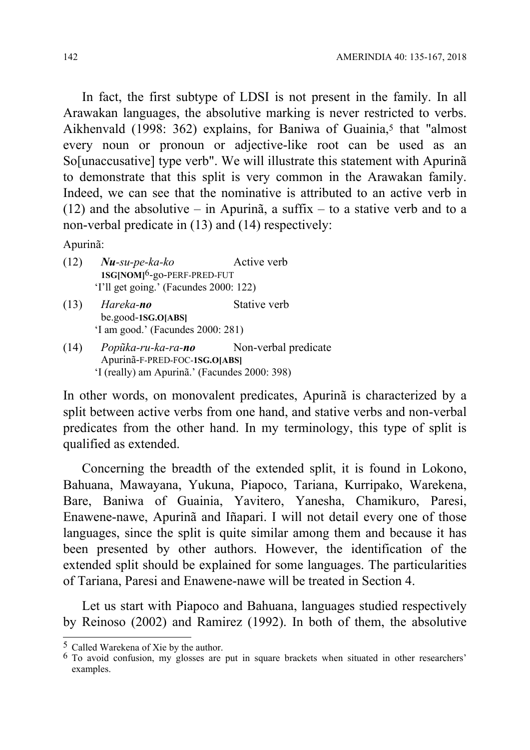In fact, the first subtype of LDSI is not present in the family. In all Arawakan languages, the absolutive marking is never restricted to verbs. Aikhenvald (1998: 362) explains, for Baniwa of Guainia,[5] that "almost every noun or pronoun or adjective-like root can be used as an So[unaccusative] type verb". We will illustrate this statement with Apurinã to demonstrate that this split is very common in the Arawakan family. Indeed, we can see that the nominative is attributed to an active verb in (12) and the absolutive – in Apurinã, a suffix – to a stative verb and to a non-verbal predicate in (13) and (14) respectively:

Apurinã:

(12) ***Nu**-su-pe-ka-ko* Active verb
**1SG[NOM]**[6]-go-PERF-PRED-FUT
'I'll get going.' (Facundes 2000: 122)

(13) *Hareka-**no*** Stative verb
be.good-**1SG.O[ABS]**
'I am good.' (Facundes 2000: 281)

(14) *Popũka-ru-ka-ra-**no*** Non-verbal predicate
Apurinã-F-PRED-FOC-**1SG.O[ABS]**
'I (really) am Apurinã.' (Facundes 2000: 398)

In other words, on monovalent predicates, Apurinã is characterized by a split between active verbs from one hand, and stative verbs and non-verbal predicates from the other hand. In my terminology, this type of split is qualified as extended.

Concerning the breadth of the extended split, it is found in Lokono, Bahuana, Mawayana, Yukuna, Piapoco, Tariana, Kurripako, Warekena, Bare, Baniwa of Guainia, Yavitero, Yanesha, Chamikuro, Paresi, Enawene-nawe, Apurinã and Iñapari. I will not detail every one of those languages, since the split is quite similar among them and because it has been presented by other authors. However, the identification of the extended split should be explained for some languages. The particularities of Tariana, Paresi and Enawene-nawe will be treated in Section 4.

Let us start with Piapoco and Bahuana, languages studied respectively by Reinoso (2002) and Ramirez (1992). In both of them, the absolutive

[5] Called Warekena of Xie by the author.

[6] To avoid confusion, my glosses are put in square brackets when situated in other researchers' examples.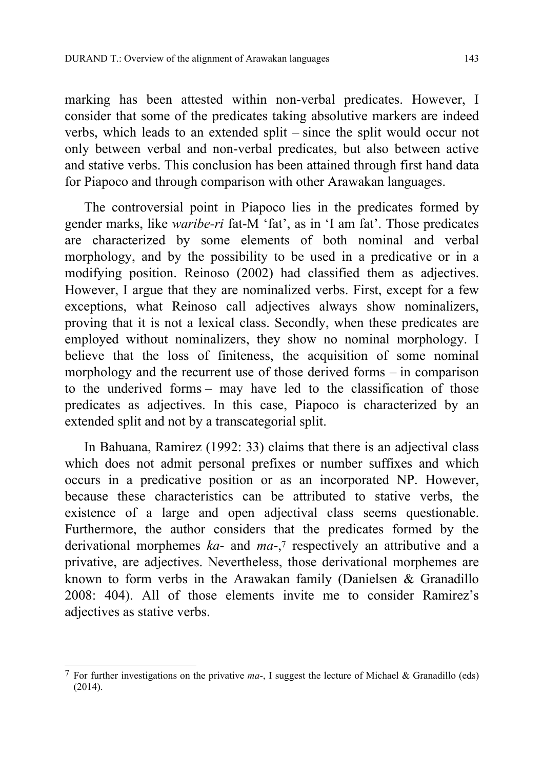marking has been attested within non-verbal predicates. However, I consider that some of the predicates taking absolutive markers are indeed verbs, which leads to an extended split – since the split would occur not only between verbal and non-verbal predicates, but also between active and stative verbs. This conclusion has been attained through first hand data for Piapoco and through comparison with other Arawakan languages.

The controversial point in Piapoco lies in the predicates formed by gender marks, like *waribe-ri* fat-M 'fat', as in 'I am fat'. Those predicates are characterized by some elements of both nominal and verbal morphology, and by the possibility to be used in a predicative or in a modifying position. Reinoso (2002) had classified them as adjectives. However, I argue that they are nominalized verbs. First, except for a few exceptions, what Reinoso call adjectives always show nominalizers, proving that it is not a lexical class. Secondly, when these predicates are employed without nominalizers, they show no nominal morphology. I believe that the loss of finiteness, the acquisition of some nominal morphology and the recurrent use of those derived forms – in comparison to the underived forms – may have led to the classification of those predicates as adjectives. In this case, Piapoco is characterized by an extended split and not by a transcategorial split.

In Bahuana, Ramirez (1992: 33) claims that there is an adjectival class which does not admit personal prefixes or number suffixes and which occurs in a predicative position or as an incorporated NP. However, because these characteristics can be attributed to stative verbs, the existence of a large and open adjectival class seems questionable. Furthermore, the author considers that the predicates formed by the derivational morphemes *ka-* and *ma-*,[7] respectively an attributive and a privative, are adjectives. Nevertheless, those derivational morphemes are known to form verbs in the Arawakan family (Danielsen & Granadillo 2008: 404). All of those elements invite me to consider Ramirez's adjectives as stative verbs.

---

[7] For further investigations on the privative *ma-*, I suggest the lecture of Michael & Granadillo (eds) (2014).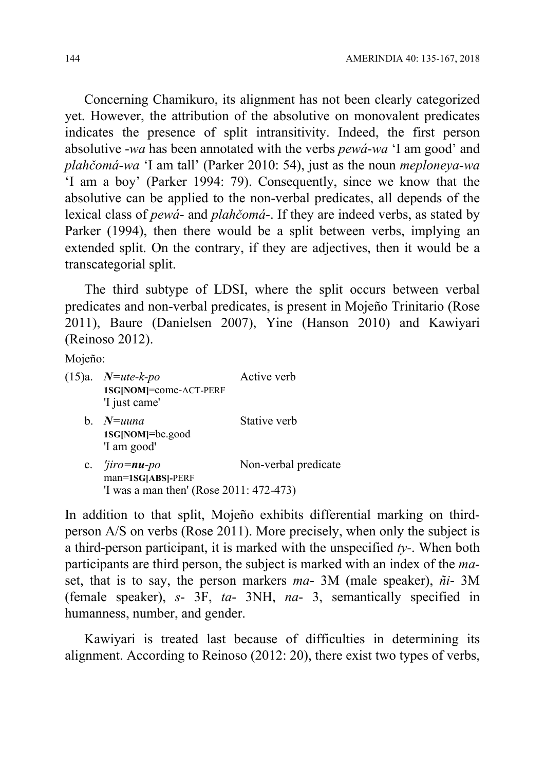Concerning Chamikuro, its alignment has not been clearly categorized yet. However, the attribution of the absolutive on monovalent predicates indicates the presence of split intransitivity. Indeed, the first person absolutive -*wa* has been annotated with the verbs *pewá-wa* 'I am good' and *plahčomá-wa* 'I am tall' (Parker 2010: 54), just as the noun *meploneya-wa* 'I am a boy' (Parker 1994: 79). Consequently, since we know that the absolutive can be applied to the non-verbal predicates, all depends of the lexical class of *pewá-* and *plahčomá-*. If they are indeed verbs, as stated by Parker (1994), then there would be a split between verbs, implying an extended split. On the contrary, if they are adjectives, then it would be a transcategorial split.

The third subtype of LDSI, where the split occurs between verbal predicates and non-verbal predicates, is present in Mojeño Trinitario (Rose 2011), Baure (Danielsen 2007), Yine (Hanson 2010) and Kawiyari (Reinoso 2012).

Mojeño:

(15)a. ***N***=*ute-k-po* — Active verb
**1SG[NOM]**=come-ACT-PERF
'I just came'

b. ***N***=*uuna* — Stative verb
**1SG[NOM]**=be.good
'I am good'

c. *'jiro*=***nu***-*po* — Non-verbal predicate
man=**1SG[ABS]**-PERF
'I was a man then' (Rose 2011: 472-473)

In addition to that split, Mojeño exhibits differential marking on third-person A/S on verbs (Rose 2011). More precisely, when only the subject is a third-person participant, it is marked with the unspecified *ty-*. When both participants are third person, the subject is marked with an index of the *ma-* set, that is to say, the person markers *ma-* 3M (male speaker), *ñi-* 3M (female speaker), *s-* 3F, *ta-* 3NH, *na-* 3, semantically specified in humanness, number, and gender.

Kawiyari is treated last because of difficulties in determining its alignment. According to Reinoso (2012: 20), there exist two types of verbs,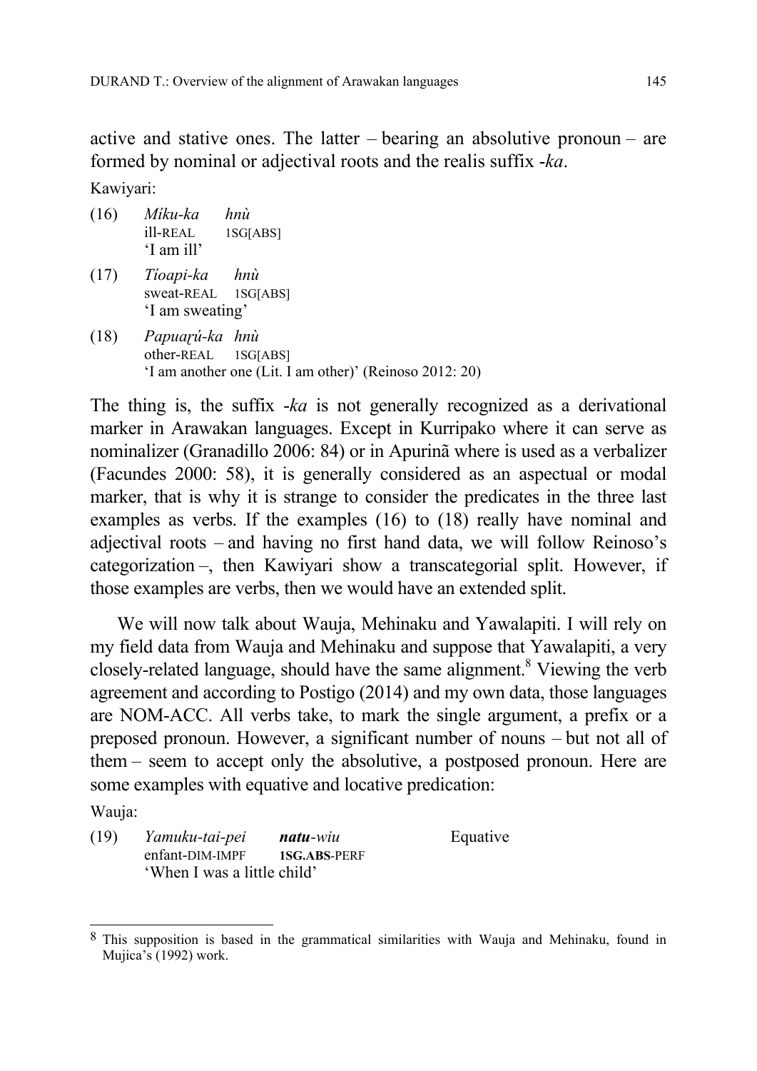active and stative ones. The latter – bearing an absolutive pronoun – are formed by nominal or adjectival roots and the realis suffix *-ka*.

Kawiyari:

(16) *Míku-ka hnù*
ill-REAL 1SG[ABS]
'I am ill'

(17) *Tíoapi-ka hnù*
sweat-REAL 1SG[ABS]
'I am sweating'

(18) *Papuaɽú-ka hnù*
other-REAL 1SG[ABS]
'I am another one (Lit. I am other)' (Reinoso 2012: 20)

The thing is, the suffix *-ka* is not generally recognized as a derivational marker in Arawakan languages. Except in Kurripako where it can serve as nominalizer (Granadillo 2006: 84) or in Apurinã where is used as a verbalizer (Facundes 2000: 58), it is generally considered as an aspectual or modal marker, that is why it is strange to consider the predicates in the three last examples as verbs. If the examples (16) to (18) really have nominal and adjectival roots – and having no first hand data, we will follow Reinoso's categorization –, then Kawiyari show a transcategorial split. However, if those examples are verbs, then we would have an extended split.

We will now talk about Wauja, Mehinaku and Yawalapiti. I will rely on my field data from Wauja and Mehinaku and suppose that Yawalapiti, a very closely-related language, should have the same alignment.[8] Viewing the verb agreement and according to Postigo (2014) and my own data, those languages are NOM-ACC. All verbs take, to mark the single argument, a prefix or a preposed pronoun. However, a significant number of nouns – but not all of them – seem to accept only the absolutive, a postposed pronoun. Here are some examples with equative and locative predication:

Wauja:

(19) *Yamuku-tai-pei* ***natu****-wiu* Equative
enfant-DIM-IMPF **1SG.ABS**-PERF
'When I was a little child'

[8] This supposition is based in the grammatical similarities with Wauja and Mehinaku, found in Mujica's (1992) work.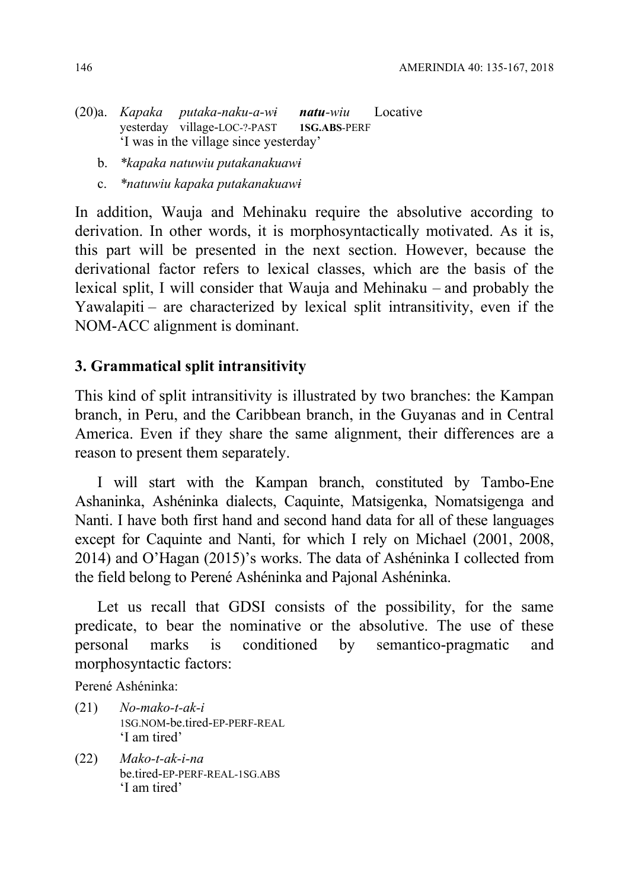(20)a. *Kapaka putaka-naku-a-wɨ* ***natu****-wiu* Locative
yesterday village-LOC-?-PAST **1SG.ABS**-PERF
'I was in the village since yesterday'

b. *\*kapaka natuwiu putakanakuawɨ*

c. *\*natuwiu kapaka putakanakuawɨ*

In addition, Wauja and Mehinaku require the absolutive according to derivation. In other words, it is morphosyntactically motivated. As it is, this part will be presented in the next section. However, because the derivational factor refers to lexical classes, which are the basis of the lexical split, I will consider that Wauja and Mehinaku – and probably the Yawalapiti – are characterized by lexical split intransitivity, even if the NOM-ACC alignment is dominant.

## 3. Grammatical split intransitivity

This kind of split intransitivity is illustrated by two branches: the Kampan branch, in Peru, and the Caribbean branch, in the Guyanas and in Central America. Even if they share the same alignment, their differences are a reason to present them separately.

I will start with the Kampan branch, constituted by Tambo-Ene Ashaninka, Ashéninka dialects, Caquinte, Matsigenka, Nomatsigenga and Nanti. I have both first hand and second hand data for all of these languages except for Caquinte and Nanti, for which I rely on Michael (2001, 2008, 2014) and O'Hagan (2015)'s works. The data of Ashéninka I collected from the field belong to Perené Ashéninka and Pajonal Ashéninka.

Let us recall that GDSI consists of the possibility, for the same predicate, to bear the nominative or the absolutive. The use of these personal marks is conditioned by semantico-pragmatic and morphosyntactic factors:

Perené Ashéninka:

(21) *No-mako-t-ak-i*
1SG.NOM-be.tired-EP-PERF-REAL
'I am tired'

(22) *Mako-t-ak-i-na*
be.tired-EP-PERF-REAL-1SG.ABS
'I am tired'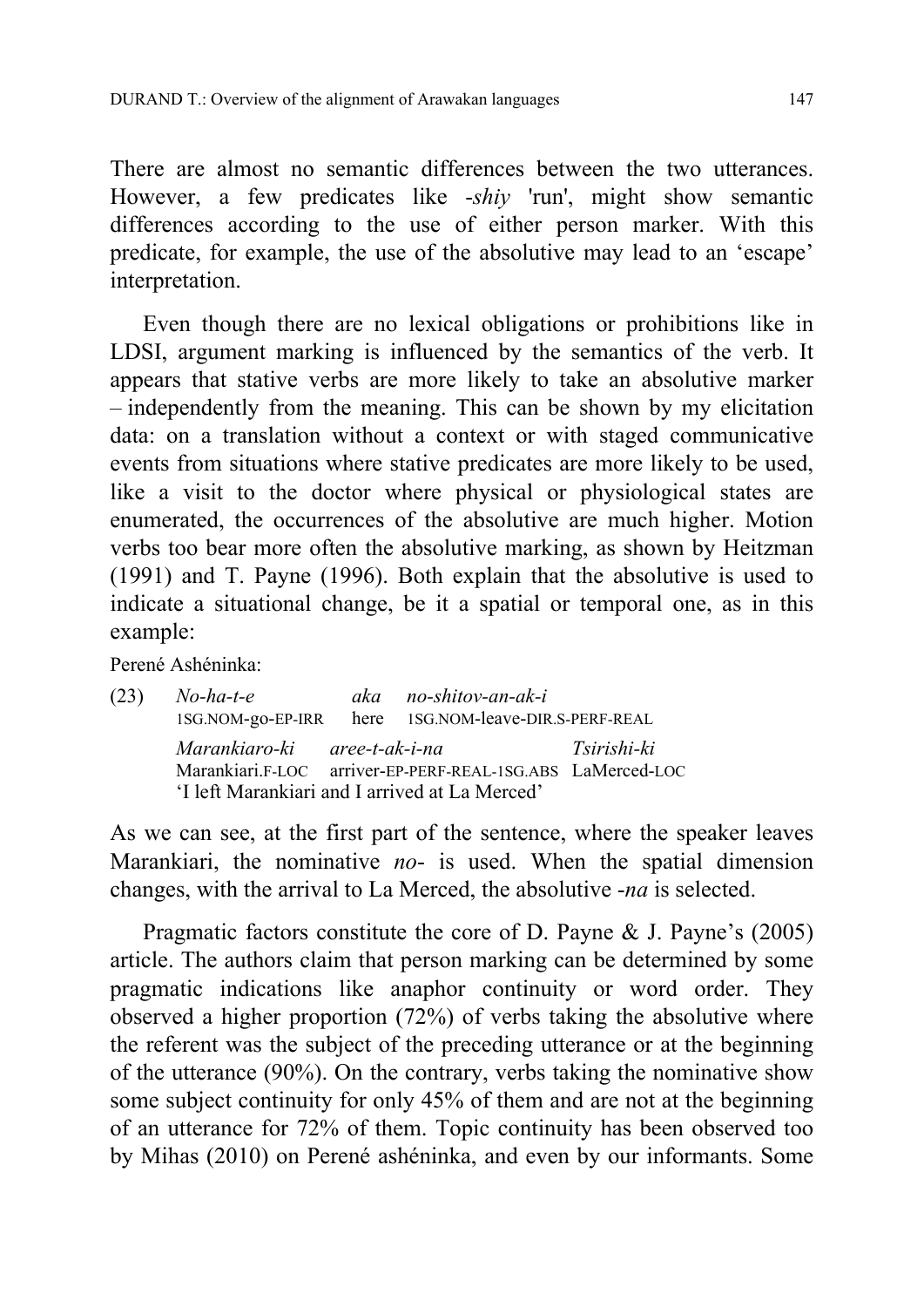There are almost no semantic differences between the two utterances. However, a few predicates like -*shiy* 'run', might show semantic differences according to the use of either person marker. With this predicate, for example, the use of the absolutive may lead to an 'escape' interpretation.

Even though there are no lexical obligations or prohibitions like in LDSI, argument marking is influenced by the semantics of the verb. It appears that stative verbs are more likely to take an absolutive marker – independently from the meaning. This can be shown by my elicitation data: on a translation without a context or with staged communicative events from situations where stative predicates are more likely to be used, like a visit to the doctor where physical or physiological states are enumerated, the occurrences of the absolutive are much higher. Motion verbs too bear more often the absolutive marking, as shown by Heitzman (1991) and T. Payne (1996). Both explain that the absolutive is used to indicate a situational change, be it a spatial or temporal one, as in this example:

Perené Ashéninka:

(23) *No-ha-t-e* *aka* *no-shitov-an-ak-i*
1SG.NOM-go-EP-IRR here 1SG.NOM-leave-DIR.S-PERF-REAL

*Marankiaro-ki* *aree-t-ak-i-na* *Tsirishi-ki*
Marankiari.F-LOC arriver-EP-PERF-REAL-1SG.ABS LaMerced-LOC
'I left Marankiari and I arrived at La Merced'

As we can see, at the first part of the sentence, where the speaker leaves Marankiari, the nominative *no*- is used. When the spatial dimension changes, with the arrival to La Merced, the absolutive -*na* is selected.

Pragmatic factors constitute the core of D. Payne & J. Payne's (2005) article. The authors claim that person marking can be determined by some pragmatic indications like anaphor continuity or word order. They observed a higher proportion (72%) of verbs taking the absolutive where the referent was the subject of the preceding utterance or at the beginning of the utterance (90%). On the contrary, verbs taking the nominative show some subject continuity for only 45% of them and are not at the beginning of an utterance for 72% of them. Topic continuity has been observed too by Mihas (2010) on Perené ashéninka, and even by our informants. Some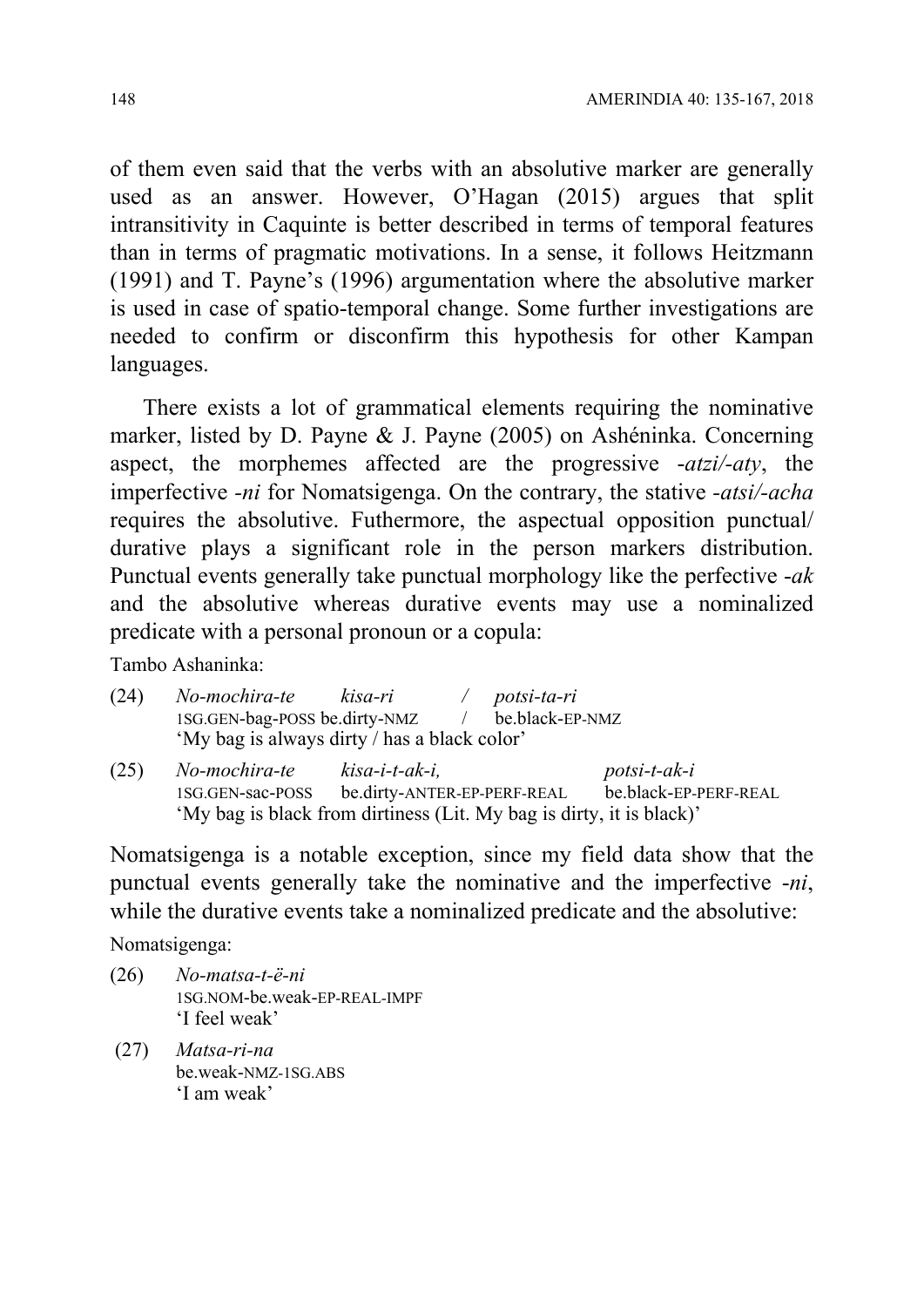of them even said that the verbs with an absolutive marker are generally used as an answer. However, O'Hagan (2015) argues that split intransitivity in Caquinte is better described in terms of temporal features than in terms of pragmatic motivations. In a sense, it follows Heitzmann (1991) and T. Payne's (1996) argumentation where the absolutive marker is used in case of spatio-temporal change. Some further investigations are needed to confirm or disconfirm this hypothesis for other Kampan languages.

There exists a lot of grammatical elements requiring the nominative marker, listed by D. Payne & J. Payne (2005) on Ashéninka. Concerning aspect, the morphemes affected are the progressive *-atzi/-aty*, the imperfective *-ni* for Nomatsigenga. On the contrary, the stative *-atsi/-acha* requires the absolutive. Futhermore, the aspectual opposition punctual/ durative plays a significant role in the person markers distribution. Punctual events generally take punctual morphology like the perfective *-ak* and the absolutive whereas durative events may use a nominalized predicate with a personal pronoun or a copula:

Tambo Ashaninka:

(24) *No-mochira-te kisa-ri / potsi-ta-ri*
1SG.GEN-bag-POSS be.dirty-NMZ / be.black-EP-NMZ
'My bag is always dirty / has a black color'

(25) *No-mochira-te kisa-i-t-ak-i, potsi-t-ak-i*
1SG.GEN-sac-POSS be.dirty-ANTER-EP-PERF-REAL be.black-EP-PERF-REAL
'My bag is black from dirtiness (Lit. My bag is dirty, it is black)'

Nomatsigenga is a notable exception, since my field data show that the punctual events generally take the nominative and the imperfective *-ni*, while the durative events take a nominalized predicate and the absolutive:

Nomatsigenga:

(26) *No-matsa-t-ë-ni*
1SG.NOM-be.weak-EP-REAL-IMPF
'I feel weak'

(27) *Matsa-ri-na*
be.weak-NMZ-1SG.ABS
'I am weak'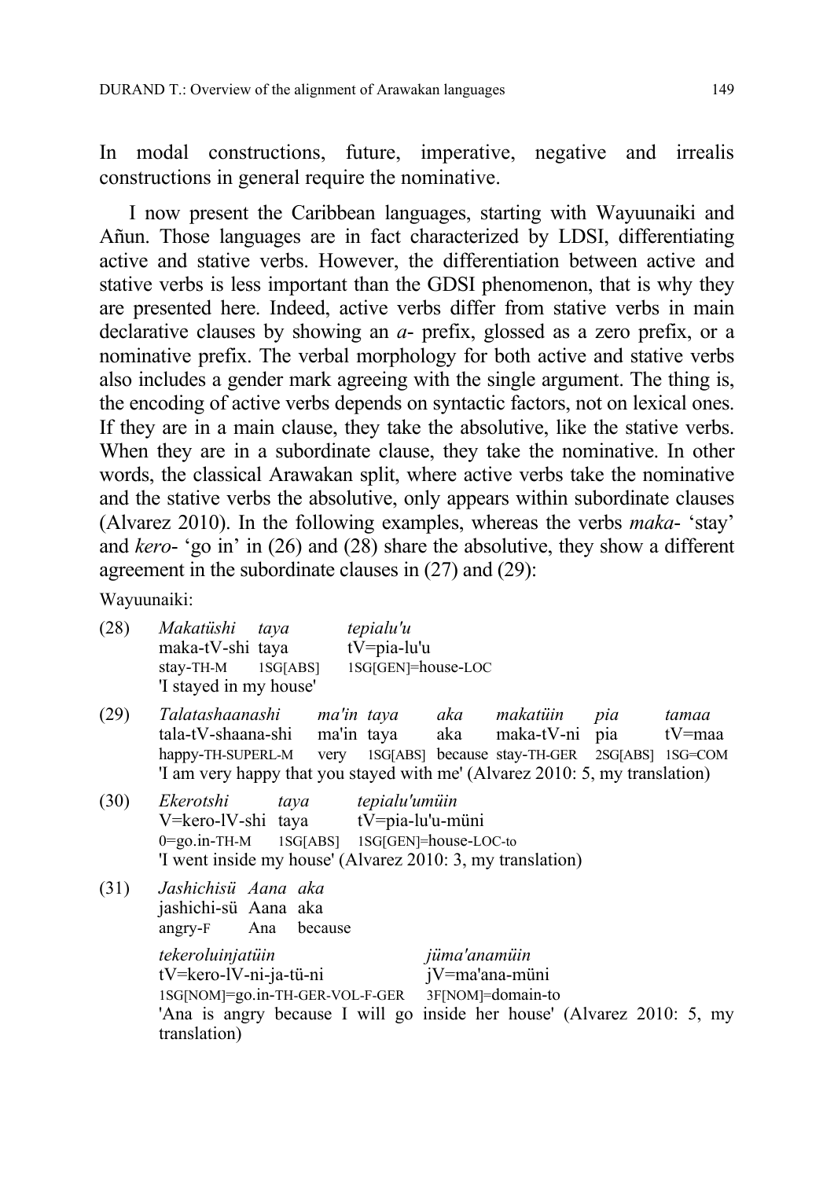In modal constructions, future, imperative, negative and irrealis constructions in general require the nominative.

I now present the Caribbean languages, starting with Wayuunaiki and Añun. Those languages are in fact characterized by LDSI, differentiating active and stative verbs. However, the differentiation between active and stative verbs is less important than the GDSI phenomenon, that is why they are presented here. Indeed, active verbs differ from stative verbs in main declarative clauses by showing an *a-* prefix, glossed as a zero prefix, or a nominative prefix. The verbal morphology for both active and stative verbs also includes a gender mark agreeing with the single argument. The thing is, the encoding of active verbs depends on syntactic factors, not on lexical ones. If they are in a main clause, they take the absolutive, like the stative verbs. When they are in a subordinate clause, they take the nominative. In other words, the classical Arawakan split, where active verbs take the nominative and the stative verbs the absolutive, only appears within subordinate clauses (Alvarez 2010). In the following examples, whereas the verbs *maka-* 'stay' and *kero-* 'go in' in (26) and (28) share the absolutive, they show a different agreement in the subordinate clauses in (27) and (29):

Wayuunaiki:

(28) *Makatüshi taya tepialu'u*
maka-tV-shi taya tV=pia-lu'u
stay-TH-M 1SG[ABS] 1SG[GEN]=house-LOC
'I stayed in my house'

(29) *Talatashaanashi ma'in taya aka makatüin pia tamaa*
tala-tV-shaana-shi ma'in taya aka maka-tV-ni pia tV=maa
happy-TH-SUPERL-M very 1SG[ABS] because stay-TH-GER 2SG[ABS] 1SG=COM
'I am very happy that you stayed with me' (Alvarez 2010: 5, my translation)

(30) *Ekerotshi taya tepialu'umüin*
V=kero-lV-shi taya tV=pia-lu'u-müni
0=go.in-TH-M 1SG[ABS] 1SG[GEN]=house-LOC-to
'I went inside my house' (Alvarez 2010: 3, my translation)

(31) *Jashichisü Aana aka*
jashichi-sü Aana aka
angry-F Ana because

*tekeroluinjatüin jüma'anamüin*
tV=kero-lV-ni-ja-tü-ni jV=ma'ana-müni
1SG[NOM]=go.in-TH-GER-VOL-F-GER 3F[NOM]=domain-to
'Ana is angry because I will go inside her house' (Alvarez 2010: 5, my translation)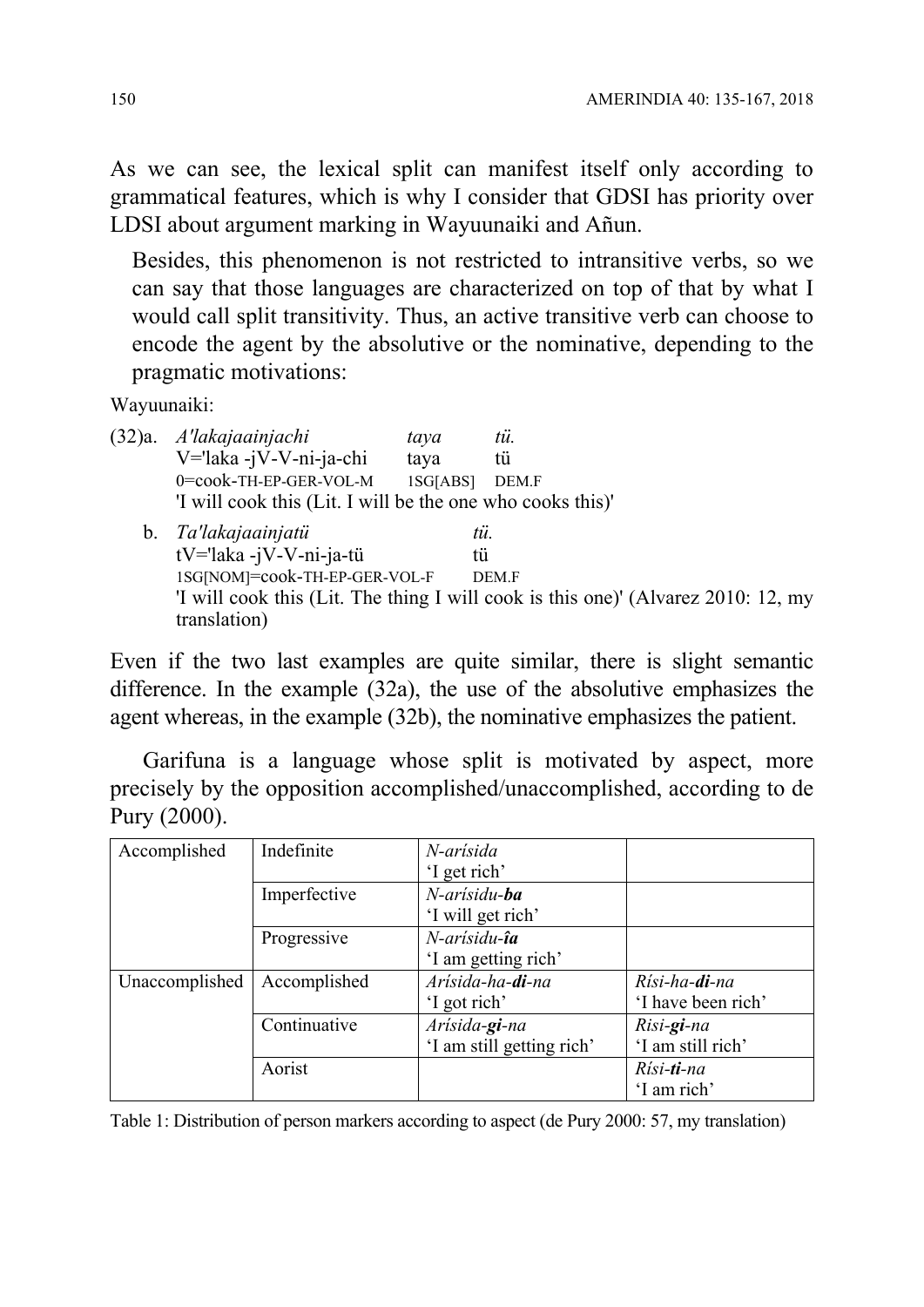As we can see, the lexical split can manifest itself only according to grammatical features, which is why I consider that GDSI has priority over LDSI about argument marking in Wayuunaiki and Añun.

> Besides, this phenomenon is not restricted to intransitive verbs, so we can say that those languages are characterized on top of that by what I would call split transitivity. Thus, an active transitive verb can choose to encode the agent by the absolutive or the nominative, depending to the pragmatic motivations:

Wayuunaiki:

(32)a. *A'lakajaainjachi* *taya* *tü.*
V='laka -jV-V-ni-ja-chi taya tü
0=cook-TH-EP-GER-VOL-M 1SG[ABS] DEM.F
'I will cook this (Lit. I will be the one who cooks this)'

b. *Ta'lakajaainjatü* *tü.*
tV='laka -jV-V-ni-ja-tü tü
1SG[NOM]=cook-TH-EP-GER-VOL-F DEM.F
'I will cook this (Lit. The thing I will cook is this one)' (Alvarez 2010: 12, my translation)

Even if the two last examples are quite similar, there is slight semantic difference. In the example (32a), the use of the absolutive emphasizes the agent whereas, in the example (32b), the nominative emphasizes the patient.

Garifuna is a language whose split is motivated by aspect, more precisely by the opposition accomplished/unaccomplished, according to de Pury (2000).

| Accomplished | Indefinite | *N-arísida*<br>'I get rich' | |
|---|---|---|---|
| | Imperfective | *N-arísidu-**ba***<br>'I will get rich' | |
| | Progressive | *N-arísidu-**îa***<br>'I am getting rich' | |
| Unaccomplished | Accomplished | *Arísida-ha-**di**-na*<br>'I got rich' | *Rísi-ha-**di**-na*<br>'I have been rich' |
| | Continuative | *Arísida-**gi**-na*<br>'I am still getting rich' | *Risi-**gi**-na*<br>'I am still rich' |
| | Aorist | | *Rísi-**ti**-na*<br>'I am rich' |

Table 1: Distribution of person markers according to aspect (de Pury 2000: 57, my translation)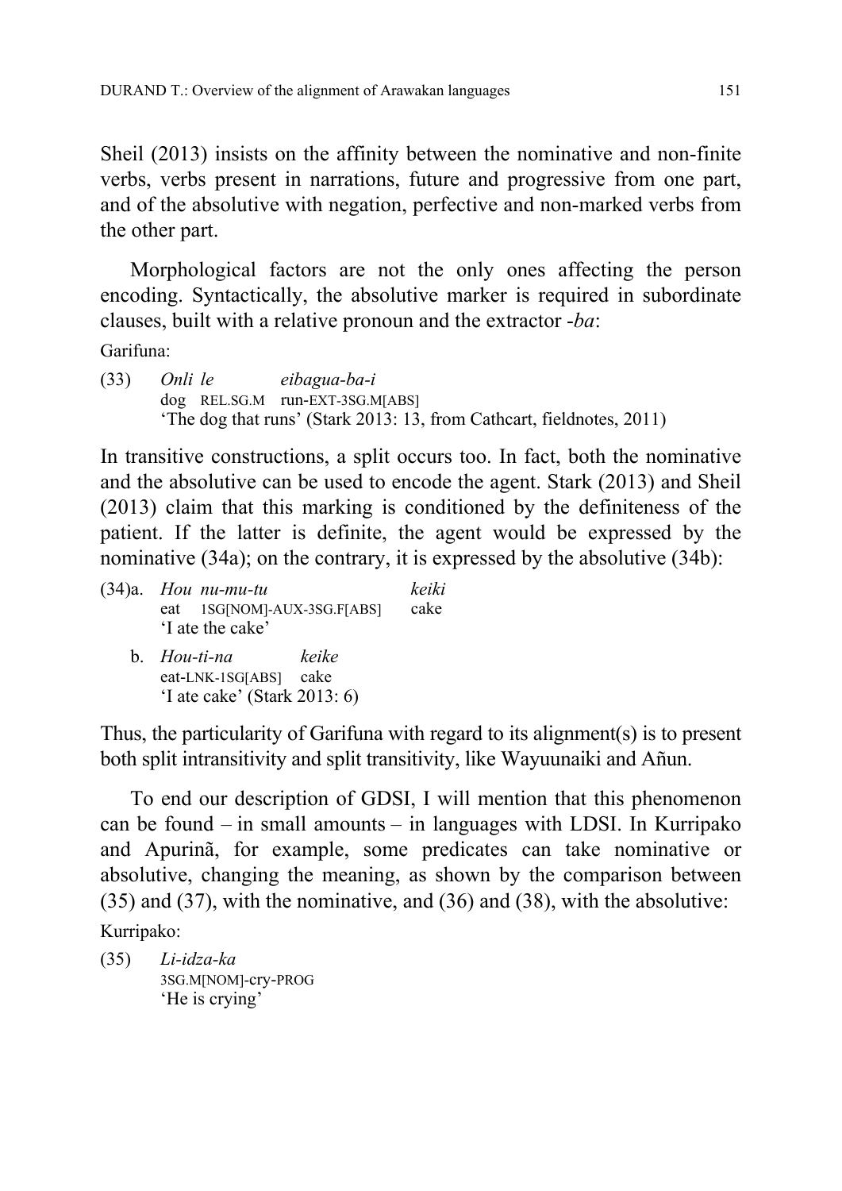Sheil (2013) insists on the affinity between the nominative and non-finite verbs, verbs present in narrations, future and progressive from one part, and of the absolutive with negation, perfective and non-marked verbs from the other part.

Morphological factors are not the only ones affecting the person encoding. Syntactically, the absolutive marker is required in subordinate clauses, built with a relative pronoun and the extractor *-ba*:

Garifuna:

(33) *Onli le eibagua-ba-i*
dog REL.SG.M run-EXT-3SG.M[ABS]
'The dog that runs' (Stark 2013: 13, from Cathcart, fieldnotes, 2011)

In transitive constructions, a split occurs too. In fact, both the nominative and the absolutive can be used to encode the agent. Stark (2013) and Sheil (2013) claim that this marking is conditioned by the definiteness of the patient. If the latter is definite, the agent would be expressed by the nominative (34a); on the contrary, it is expressed by the absolutive (34b):

(34)a. *Hou nu-mu-tu keiki*
eat 1SG[NOM]-AUX-3SG.F[ABS] cake
'I ate the cake'

b. *Hou-ti-na keike*
eat-LNK-1SG[ABS] cake
'I ate cake' (Stark 2013: 6)

Thus, the particularity of Garifuna with regard to its alignment(s) is to present both split intransitivity and split transitivity, like Wayuunaiki and Añun.

To end our description of GDSI, I will mention that this phenomenon can be found – in small amounts – in languages with LDSI. In Kurripako and Apurinã, for example, some predicates can take nominative or absolutive, changing the meaning, as shown by the comparison between (35) and (37), with the nominative, and (36) and (38), with the absolutive:

Kurripako:

(35) *Li-idza-ka*
3SG.M[NOM]-cry-PROG
'He is crying'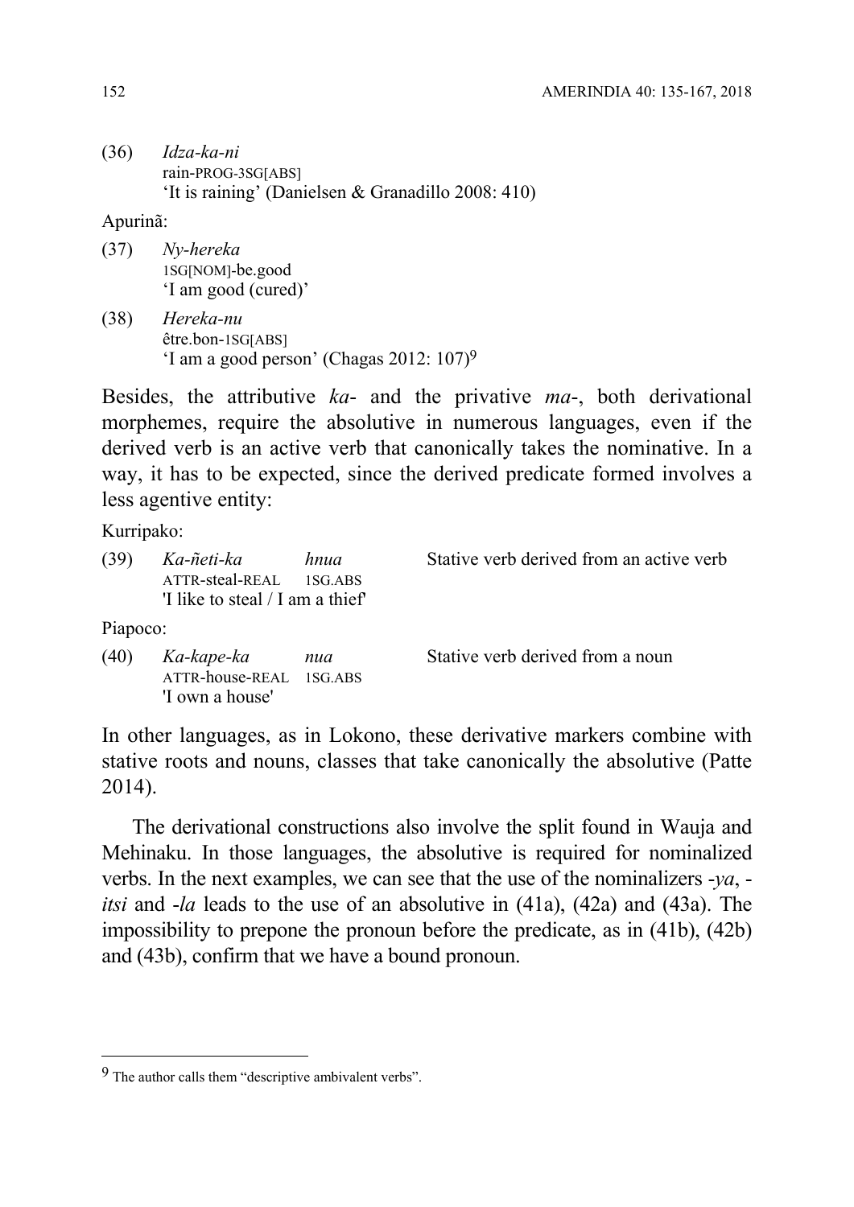(36) *Idza-ka-ni*
rain-PROG-3SG[ABS]
'It is raining' (Danielsen & Granadillo 2008: 410)

Apurinã:

(37) *Ny-hereka*
1SG[NOM]-be.good
'I am good (cured)'

(38) *Hereka-nu*
être.bon-1SG[ABS]
'I am a good person' (Chagas 2012: 107)[9]

Besides, the attributive *ka-* and the privative *ma-*, both derivational morphemes, require the absolutive in numerous languages, even if the derived verb is an active verb that canonically takes the nominative. In a way, it has to be expected, since the derived predicate formed involves a less agentive entity:

Kurripako:

(39) *Ka-ñeti-ka* *hnua* Stative verb derived from an active verb
ATTR-steal-REAL 1SG.ABS
'I like to steal / I am a thief'

Piapoco:

(40) *Ka-kape-ka* *nua* Stative verb derived from a noun
ATTR-house-REAL 1SG.ABS
'I own a house'

In other languages, as in Lokono, these derivative markers combine with stative roots and nouns, classes that take canonically the absolutive (Patte 2014).

The derivational constructions also involve the split found in Wauja and Mehinaku. In those languages, the absolutive is required for nominalized verbs. In the next examples, we can see that the use of the nominalizers *-ya*, *-itsi* and *-la* leads to the use of an absolutive in (41a), (42a) and (43a). The impossibility to prepone the pronoun before the predicate, as in (41b), (42b) and (43b), confirm that we have a bound pronoun.

---

[9] The author calls them "descriptive ambivalent verbs".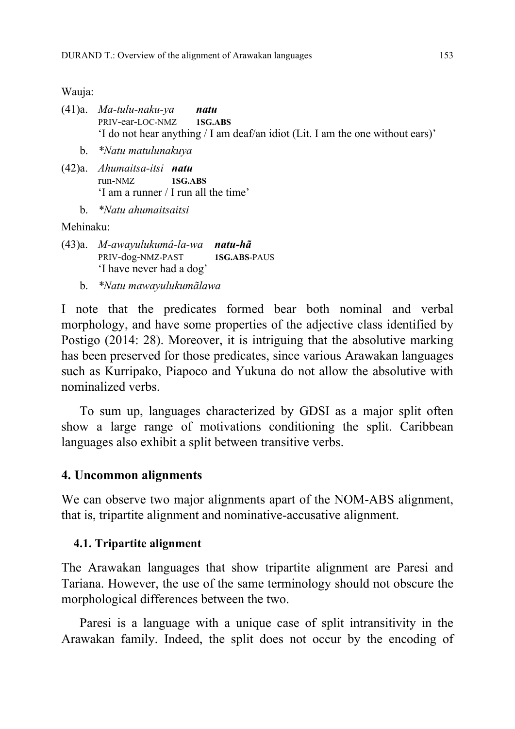Wauja:

(41)a. *Ma-tulu-naku-ya* ***natu***
PRIV-ear-LOC-NMZ **1SG.ABS**
'I do not hear anything / I am deaf/an idiot (Lit. I am the one without ears)'

b. **Natu matulunakuya*

(42)a. *Ahumaitsa-itsi* ***natu***
run-NMZ **1SG.ABS**
'I am a runner / I run all the time'

b. **Natu ahumaitsaitsi*

Mehinaku:

(43)a. *M-awayulukumâ-la-wa* ***natu-hã***
PRIV-dog-NMZ-PAST **1SG.ABS**-PAUS
'I have never had a dog'

b. **Natu mawayulukumãlawa*

I note that the predicates formed bear both nominal and verbal morphology, and have some properties of the adjective class identified by Postigo (2014: 28). Moreover, it is intriguing that the absolutive marking has been preserved for those predicates, since various Arawakan languages such as Kurripako, Piapoco and Yukuna do not allow the absolutive with nominalized verbs.

To sum up, languages characterized by GDSI as a major split often show a large range of motivations conditioning the split. Caribbean languages also exhibit a split between transitive verbs.

## 4. Uncommon alignments

We can observe two major alignments apart of the NOM-ABS alignment, that is, tripartite alignment and nominative-accusative alignment.

### 4.1. Tripartite alignment

The Arawakan languages that show tripartite alignment are Paresi and Tariana. However, the use of the same terminology should not obscure the morphological differences between the two.

Paresi is a language with a unique case of split intransitivity in the Arawakan family. Indeed, the split does not occur by the encoding of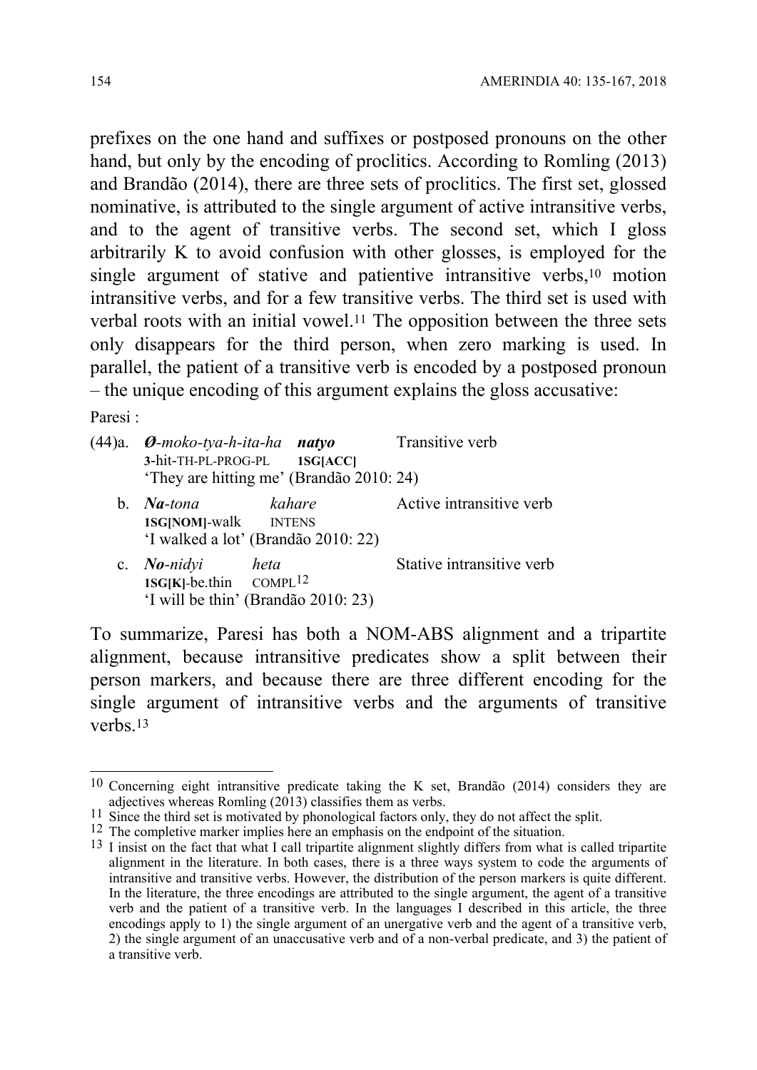prefixes on the one hand and suffixes or postposed pronouns on the other hand, but only by the encoding of proclitics. According to Romling (2013) and Brandão (2014), there are three sets of proclitics. The first set, glossed nominative, is attributed to the single argument of active intransitive verbs, and to the agent of transitive verbs. The second set, which I gloss arbitrarily K to avoid confusion with other glosses, is employed for the single argument of stative and patientive intransitive verbs,[10] motion intransitive verbs, and for a few transitive verbs. The third set is used with verbal roots with an initial vowel.[11] The opposition between the three sets only disappears for the third person, when zero marking is used. In parallel, the patient of a transitive verb is encoded by a postposed pronoun – the unique encoding of this argument explains the gloss accusative:

Paresi :

(44)a. ***Ø****-moko-tya-h-ita-ha* ***natyo*** Transitive verb
**3**-hit-TH-PL-PROG-PL **1SG[ACC]**
'They are hitting me' (Brandão 2010: 24)

b. ***Na****-tona* *kahare* Active intransitive verb
**1SG[NOM]**-walk INTENS
'I walked a lot' (Brandão 2010: 22)

c. ***No****-nidyi* *heta* Stative intransitive verb
**1SG[K]**-be.thin COMPL[12]
'I will be thin' (Brandão 2010: 23)

To summarize, Paresi has both a NOM-ABS alignment and a tripartite alignment, because intransitive predicates show a split between their person markers, and because there are three different encoding for the single argument of intransitive verbs and the arguments of transitive verbs.[13]

---

[10] Concerning eight intransitive predicate taking the K set, Brandão (2014) considers they are adjectives whereas Romling (2013) classifies them as verbs.

[11] Since the third set is motivated by phonological factors only, they do not affect the split.

[12] The completive marker implies here an emphasis on the endpoint of the situation.

[13] I insist on the fact that what I call tripartite alignment slightly differs from what is called tripartite alignment in the literature. In both cases, there is a three ways system to code the arguments of intransitive and transitive verbs. However, the distribution of the person markers is quite different. In the literature, the three encodings are attributed to the single argument, the agent of a transitive verb and the patient of a transitive verb. In the languages I described in this article, the three encodings apply to 1) the single argument of an unergative verb and the agent of a transitive verb, 2) the single argument of an unaccusative verb and of a non-verbal predicate, and 3) the patient of a transitive verb.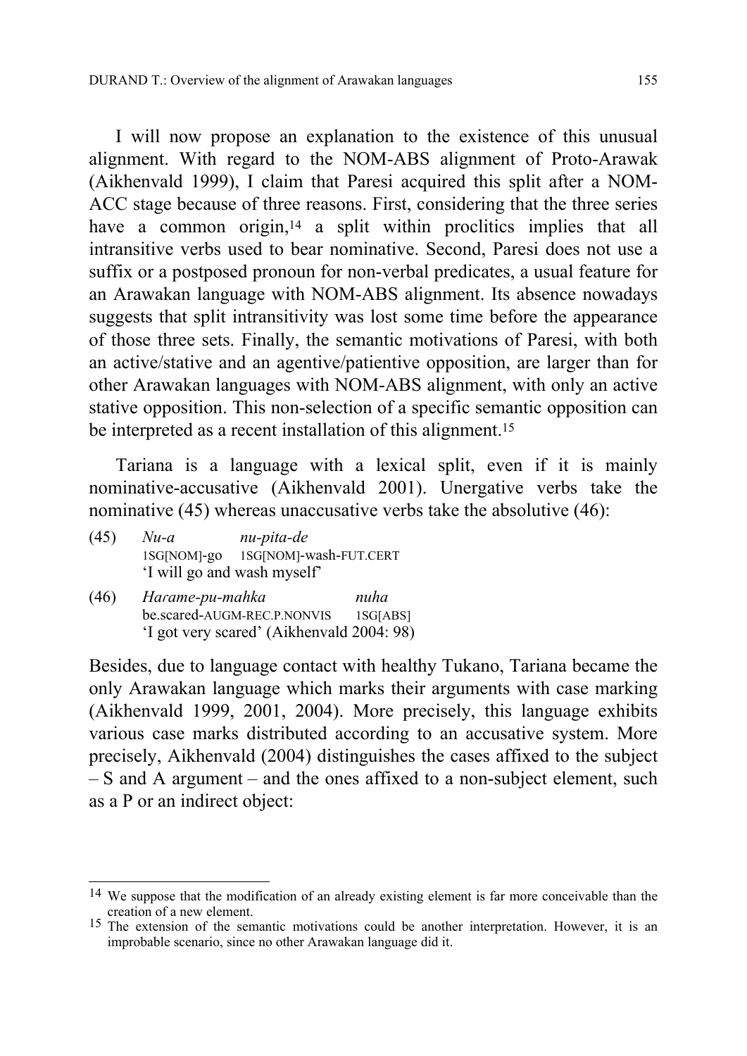I will now propose an explanation to the existence of this unusual alignment. With regard to the NOM-ABS alignment of Proto-Arawak (Aikhenvald 1999), I claim that Paresi acquired this split after a NOM-ACC stage because of three reasons. First, considering that the three series have a common origin,[14] a split within proclitics implies that all intransitive verbs used to bear nominative. Second, Paresi does not use a suffix or a postposed pronoun for non-verbal predicates, a usual feature for an Arawakan language with NOM-ABS alignment. Its absence nowadays suggests that split intransitivity was lost some time before the appearance of those three sets. Finally, the semantic motivations of Paresi, with both an active/stative and an agentive/patientive opposition, are larger than for other Arawakan languages with NOM-ABS alignment, with only an active stative opposition. This non-selection of a specific semantic opposition can be interpreted as a recent installation of this alignment.[15]

Tariana is a language with a lexical split, even if it is mainly nominative-accusative (Aikhenvald 2001). Unergative verbs take the nominative (45) whereas unaccusative verbs take the absolutive (46):

(45) *Nu-a* *nu-pita-de*
1SG[NOM]-go 1SG[NOM]-wash-FUT.CERT
'I will go and wash myself'

(46) *Harame-pu-mahka* *nuha*
be.scared-AUGM-REC.P.NONVIS 1SG[ABS]
'I got very scared' (Aikhenvald 2004: 98)

Besides, due to language contact with healthy Tukano, Tariana became the only Arawakan language which marks their arguments with case marking (Aikhenvald 1999, 2001, 2004). More precisely, this language exhibits various case marks distributed according to an accusative system. More precisely, Aikhenvald (2004) distinguishes the cases affixed to the subject – S and A argument – and the ones affixed to a non-subject element, such as a P or an indirect object:

---

[14] We suppose that the modification of an already existing element is far more conceivable than the creation of a new element.

[15] The extension of the semantic motivations could be another interpretation. However, it is an improbable scenario, since no other Arawakan language did it.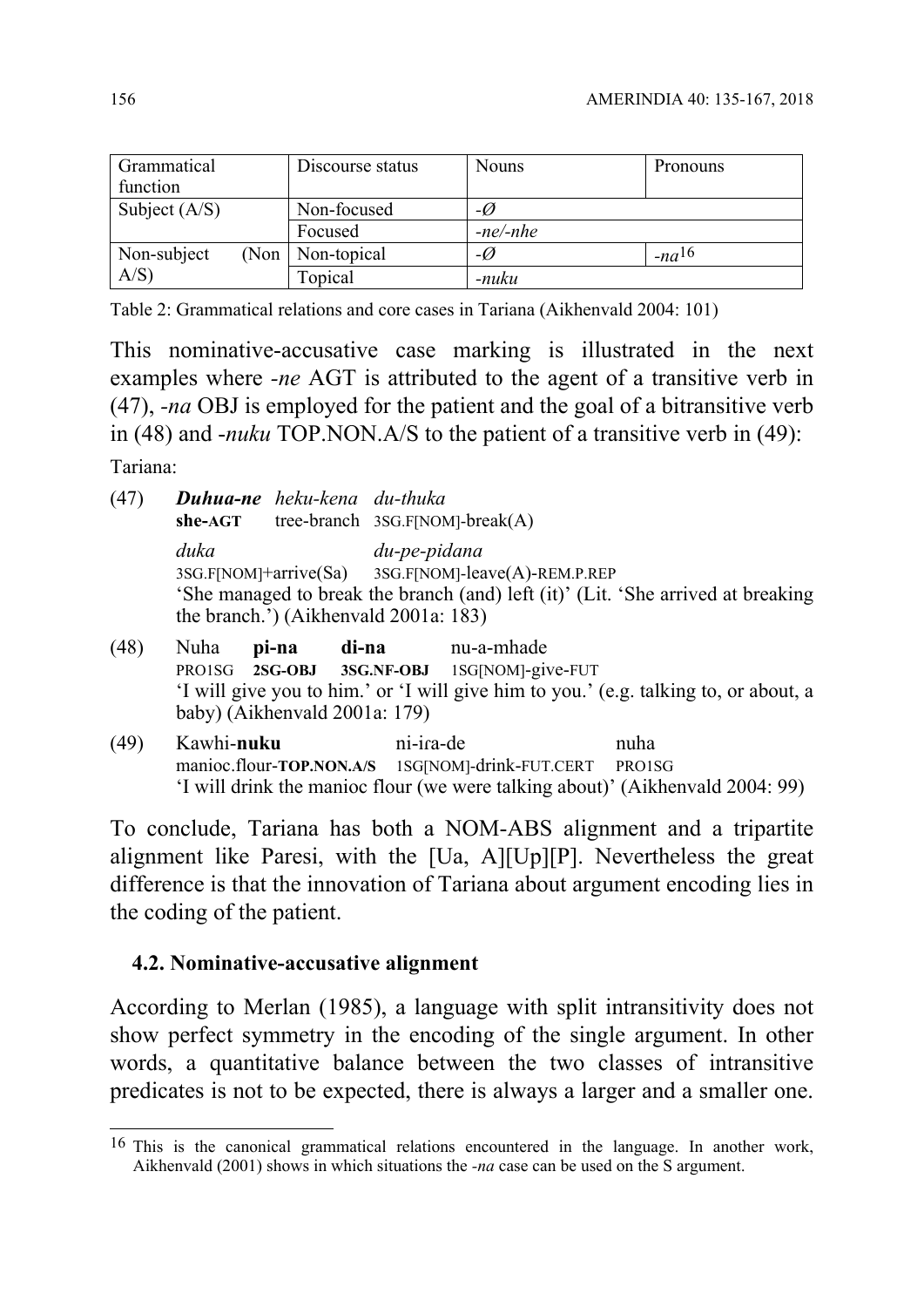| Grammatical function | Discourse status | Nouns | Pronouns |
|---|---|---|---|
| Subject (A/S) | Non-focused | *-Ø* | |
| | Focused | *-ne/-nhe* | |
| Non-subject (Non A/S) | Non-topical | *-Ø* | *-na*[16] |
| | Topical | *-nuku* | |

Table 2: Grammatical relations and core cases in Tariana (Aikhenvald 2004: 101)

This nominative-accusative case marking is illustrated in the next examples where *-ne* AGT is attributed to the agent of a transitive verb in (47), *-na* OBJ is employed for the patient and the goal of a bitransitive verb in (48) and *-nuku* TOP.NON.A/S to the patient of a transitive verb in (49):

Tariana:

(47) ***Duhua-ne*** *heku-kena du-thuka*
**she-AGT** tree-branch 3SG.F[NOM]-break(A)
*duka du-pe-pidana*
3SG.F[NOM]+arrive(Sa) 3SG.F[NOM]-leave(A)-REM.P.REP
'She managed to break the branch (and) left (it)' (Lit. 'She arrived at breaking the branch.') (Aikhenvald 2001a: 183)

(48) Nuha **pi-na** **di-na** nu-a-mhade
PRO1SG **2SG-OBJ** **3SG.NF-OBJ** 1SG[NOM]-give-FUT
'I will give you to him.' or 'I will give him to you.' (e.g. talking to, or about, a baby) (Aikhenvald 2001a: 179)

(49) Kawhi-**nuku** ni-iɾa-de nuha
manioc.flour-**TOP.NON.A/S** 1SG[NOM]-drink-FUT.CERT PRO1SG
'I will drink the manioc flour (we were talking about)' (Aikhenvald 2004: 99)

To conclude, Tariana has both a NOM-ABS alignment and a tripartite alignment like Paresi, with the [Ua, A][Up][P]. Nevertheless the great difference is that the innovation of Tariana about argument encoding lies in the coding of the patient.

### 4.2. Nominative-accusative alignment

According to Merlan (1985), a language with split intransitivity does not show perfect symmetry in the encoding of the single argument. In other words, a quantitative balance between the two classes of intransitive predicates is not to be expected, there is always a larger and a smaller one.

[16] This is the canonical grammatical relations encountered in the language. In another work, Aikhenvald (2001) shows in which situations the *-na* case can be used on the S argument.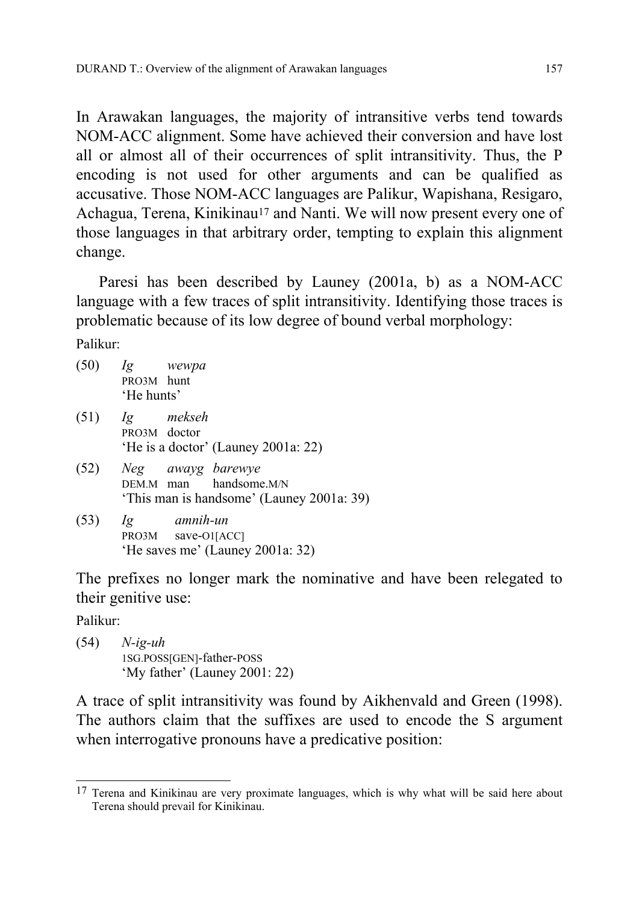In Arawakan languages, the majority of intransitive verbs tend towards NOM-ACC alignment. Some have achieved their conversion and have lost all or almost all of their occurrences of split intransitivity. Thus, the P encoding is not used for other arguments and can be qualified as accusative. Those NOM-ACC languages are Palikur, Wapishana, Resigaro, Achagua, Terena, Kinikinau[17] and Nanti. We will now present every one of those languages in that arbitrary order, tempting to explain this alignment change.

Paresi has been described by Launey (2001a, b) as a NOM-ACC language with a few traces of split intransitivity. Identifying those traces is problematic because of its low degree of bound verbal morphology:

Palikur:

(50) *Ig* *wewpa*
PRO3M hunt
'He hunts'

(51) *Ig* *mekseh*
PRO3M doctor
'He is a doctor' (Launey 2001a: 22)

(52) *Neg* *awayg* *barewye*
DEM.M man handsome.M/N
'This man is handsome' (Launey 2001a: 39)

(53) *Ig* *amnih-un*
PRO3M save-O1[ACC]
'He saves me' (Launey 2001a: 32)

The prefixes no longer mark the nominative and have been relegated to their genitive use:

Palikur:

(54) *N-ig-uh*
1SG.POSS[GEN]-father-POSS
'My father' (Launey 2001: 22)

A trace of split intransitivity was found by Aikhenvald and Green (1998). The authors claim that the suffixes are used to encode the S argument when interrogative pronouns have a predicative position:

[17] Terena and Kinikinau are very proximate languages, which is why what will be said here about Terena should prevail for Kinikinau.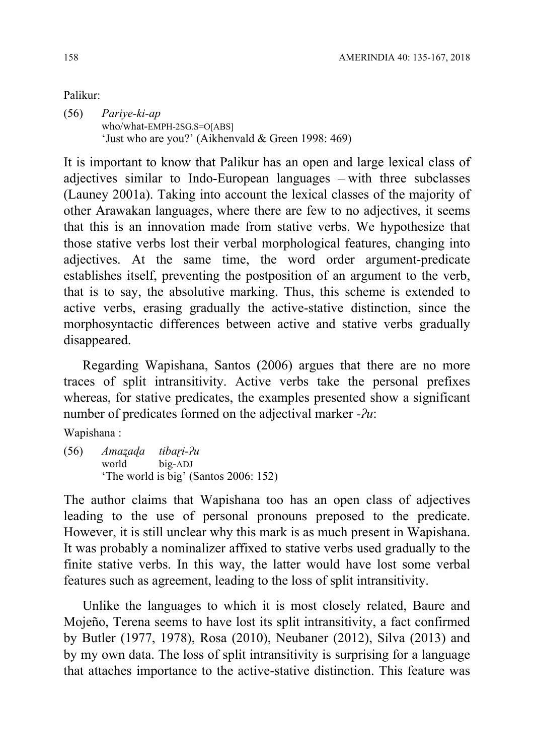Palikur:

(56) *Pariye-ki-ap*
who/what-EMPH-2SG.S=O[ABS]
'Just who are you?' (Aikhenvald & Green 1998: 469)

It is important to know that Palikur has an open and large lexical class of adjectives similar to Indo-European languages – with three subclasses (Launey 2001a). Taking into account the lexical classes of the majority of other Arawakan languages, where there are few to no adjectives, it seems that this is an innovation made from stative verbs. We hypothesize that those stative verbs lost their verbal morphological features, changing into adjectives. At the same time, the word order argument-predicate establishes itself, preventing the postposition of an argument to the verb, that is to say, the absolutive marking. Thus, this scheme is extended to active verbs, erasing gradually the active-stative distinction, since the morphosyntactic differences between active and stative verbs gradually disappeared.

Regarding Wapishana, Santos (2006) argues that there are no more traces of split intransitivity. Active verbs take the personal prefixes whereas, for stative predicates, the examples presented show a significant number of predicates formed on the adjectival marker *-ʔu*:

Wapishana :

(56) *Amaẓaḍa tɨbaɽɨ-ʔu*
world big-ADJ
'The world is big' (Santos 2006: 152)

The author claims that Wapishana too has an open class of adjectives leading to the use of personal pronouns preposed to the predicate. However, it is still unclear why this mark is as much present in Wapishana. It was probably a nominalizer affixed to stative verbs used gradually to the finite stative verbs. In this way, the latter would have lost some verbal features such as agreement, leading to the loss of split intransitivity.

Unlike the languages to which it is most closely related, Baure and Mojeño, Terena seems to have lost its split intransitivity, a fact confirmed by Butler (1977, 1978), Rosa (2010), Neubaner (2012), Silva (2013) and by my own data. The loss of split intransitivity is surprising for a language that attaches importance to the active-stative distinction. This feature was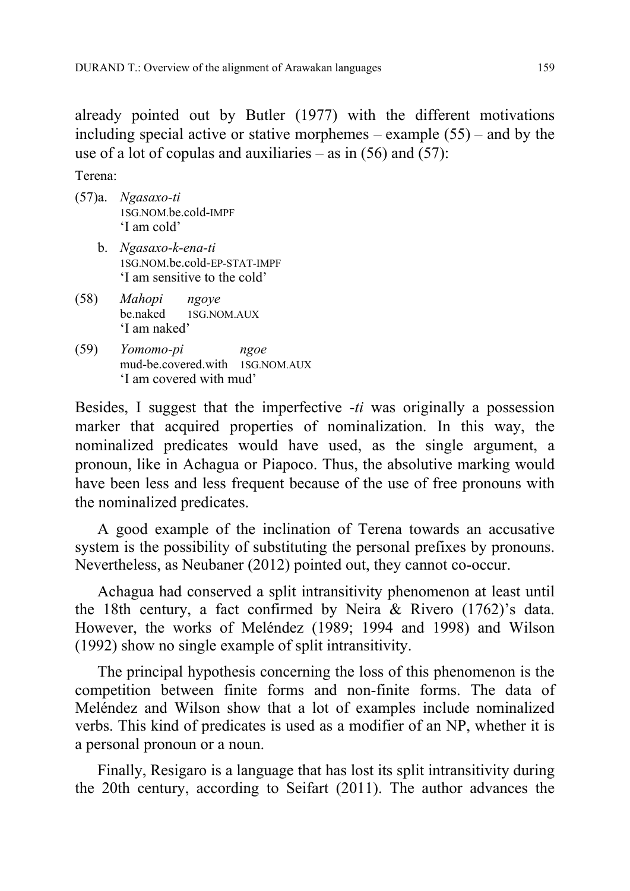already pointed out by Butler (1977) with the different motivations including special active or stative morphemes – example (55) – and by the use of a lot of copulas and auxiliaries – as in (56) and (57):

Terena:

(57)a. *Ngasaxo-ti*
1SG.NOM.be.cold-IMPF
'I am cold'

b. *Ngasaxo-k-ena-ti*
1SG.NOM.be.cold-EP-STAT-IMPF
'I am sensitive to the cold'

(58) *Mahopi ngoye*
be.naked 1SG.NOM.AUX
'I am naked'

(59) *Yomomo-pi ngoe*
mud-be.covered.with 1SG.NOM.AUX
'I am covered with mud'

Besides, I suggest that the imperfective *-ti* was originally a possession marker that acquired properties of nominalization. In this way, the nominalized predicates would have used, as the single argument, a pronoun, like in Achagua or Piapoco. Thus, the absolutive marking would have been less and less frequent because of the use of free pronouns with the nominalized predicates.

A good example of the inclination of Terena towards an accusative system is the possibility of substituting the personal prefixes by pronouns. Nevertheless, as Neubaner (2012) pointed out, they cannot co-occur.

Achagua had conserved a split intransitivity phenomenon at least until the 18th century, a fact confirmed by Neira & Rivero (1762)'s data. However, the works of Meléndez (1989; 1994 and 1998) and Wilson (1992) show no single example of split intransitivity.

The principal hypothesis concerning the loss of this phenomenon is the competition between finite forms and non-finite forms. The data of Meléndez and Wilson show that a lot of examples include nominalized verbs. This kind of predicates is used as a modifier of an NP, whether it is a personal pronoun or a noun.

Finally, Resigaro is a language that has lost its split intransitivity during the 20th century, according to Seifart (2011). The author advances the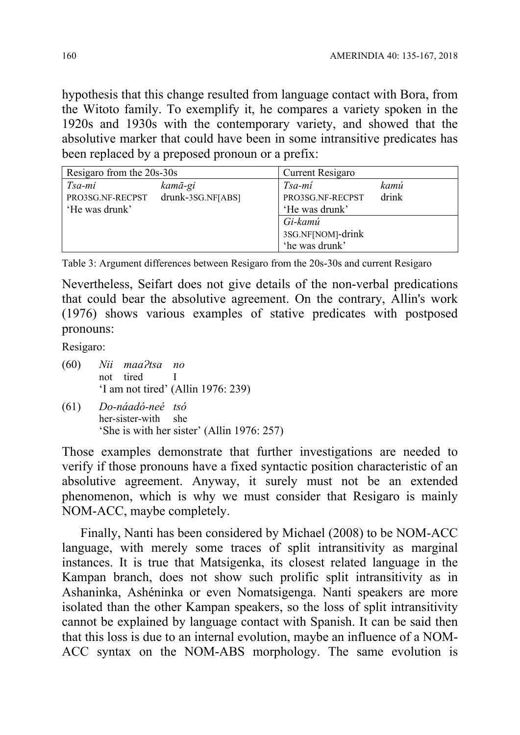hypothesis that this change resulted from language contact with Bora, from the Witoto family. To exemplify it, he compares a variety spoken in the 1920s and 1930s with the contemporary variety, and showed that the absolutive marker that could have been in some intransitive predicates has been replaced by a preposed pronoun or a prefix:

| Resigaro from the 20s-30s | | Current Resigaro | |
|---|---|---|---|
| *Tsa-mi* | *kamā-gi* | *Tsa-mí* | *kamú* |
| PRO3SG.NF-RECPST | drunk-3SG.NF[ABS] | PRO3SG.NF-RECPST | drink |
| 'He was drunk' | | 'He was drunk' | |
| | | *Gi-kamú* | |
| | | 3SG.NF[NOM]-drink | |
| | | 'he was drunk' | |

Table 3: Argument differences between Resigaro from the 20s-30s and current Resigaro

Nevertheless, Seifart does not give details of the non-verbal predications that could bear the absolutive agreement. On the contrary, Allin's work (1976) shows various examples of stative predicates with postposed pronouns:

Resigaro:

(60) *Nii maaʔtsa no*
not tired I
'I am not tired' (Allin 1976: 239)

(61) *Do-náadó-neé tsó*
her-sister-with she
'She is with her sister' (Allin 1976: 257)

Those examples demonstrate that further investigations are needed to verify if those pronouns have a fixed syntactic position characteristic of an absolutive agreement. Anyway, it surely must not be an extended phenomenon, which is why we must consider that Resigaro is mainly NOM-ACC, maybe completely.

Finally, Nanti has been considered by Michael (2008) to be NOM-ACC language, with merely some traces of split intransitivity as marginal instances. It is true that Matsigenka, its closest related language in the Kampan branch, does not show such prolific split intransitivity as in Ashaninka, Ashéninka or even Nomatsigenga. Nanti speakers are more isolated than the other Kampan speakers, so the loss of split intransitivity cannot be explained by language contact with Spanish. It can be said then that this loss is due to an internal evolution, maybe an influence of a NOM-ACC syntax on the NOM-ABS morphology. The same evolution is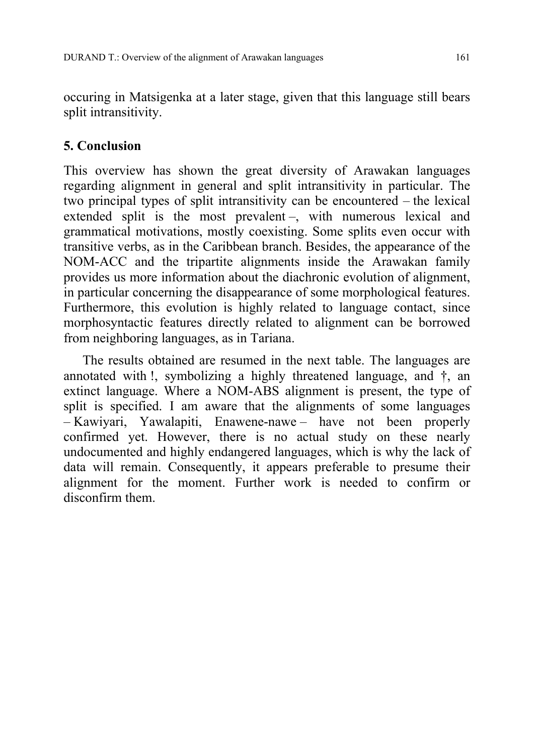occuring in Matsigenka at a later stage, given that this language still bears split intransitivity.

## 5. Conclusion

This overview has shown the great diversity of Arawakan languages regarding alignment in general and split intransitivity in particular. The two principal types of split intransitivity can be encountered – the lexical extended split is the most prevalent –, with numerous lexical and grammatical motivations, mostly coexisting. Some splits even occur with transitive verbs, as in the Caribbean branch. Besides, the appearance of the NOM-ACC and the tripartite alignments inside the Arawakan family provides us more information about the diachronic evolution of alignment, in particular concerning the disappearance of some morphological features. Furthermore, this evolution is highly related to language contact, since morphosyntactic features directly related to alignment can be borrowed from neighboring languages, as in Tariana.

The results obtained are resumed in the next table. The languages are annotated with !, symbolizing a highly threatened language, and †, an extinct language. Where a NOM-ABS alignment is present, the type of split is specified. I am aware that the alignments of some languages – Kawiyari, Yawalapiti, Enawene-nawe – have not been properly confirmed yet. However, there is no actual study on these nearly undocumented and highly endangered languages, which is why the lack of data will remain. Consequently, it appears preferable to presume their alignment for the moment. Further work is needed to confirm or disconfirm them.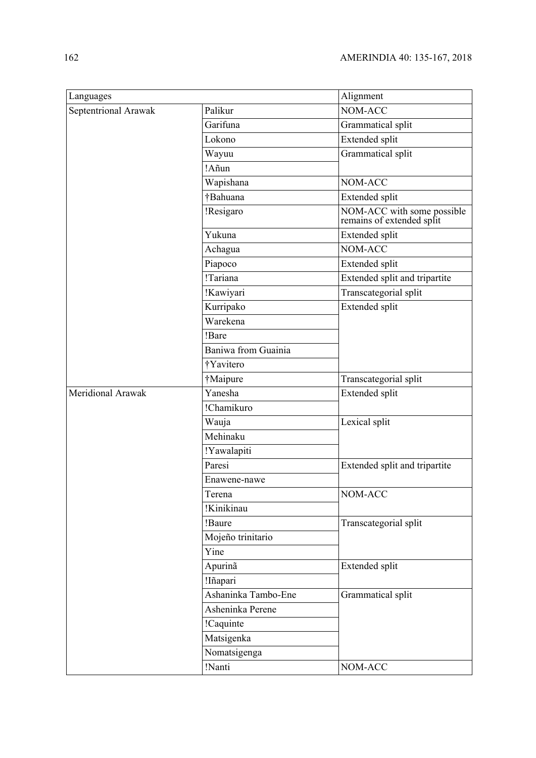| Languages | | Alignment |
|---|---|---|
| Septentrional Arawak | Palikur | NOM-ACC |
| | Garifuna | Grammatical split |
| | Lokono | Extended split |
| | Wayuu | Grammatical split |
| | !Añun | |
| | Wapishana | NOM-ACC |
| | †Bahuana | Extended split |
| | !Resigaro | NOM-ACC with some possible remains of extended split |
| | Yukuna | Extended split |
| | Achagua | NOM-ACC |
| | Piapoco | Extended split |
| | !Tariana | Extended split and tripartite |
| | !Kawiyari | Transcategorial split |
| | Kurripako | Extended split |
| | Warekena | |
| | !Bare | |
| | Baniwa from Guainia | |
| | †Yavitero | |
| | †Maipure | Transcategorial split |
| Meridional Arawak | Yanesha | Extended split |
| | !Chamikuro | |
| | Wauja | Lexical split |
| | Mehinaku | |
| | !Yawalapiti | |
| | Paresi | Extended split and tripartite |
| | Enawene-nawe | |
| | Terena | NOM-ACC |
| | !Kinikinau | |
| | !Baure | Transcategorial split |
| | Mojeño trinitario | |
| | Yine | |
| | Apurinã | Extended split |
| | !Iñapari | |
| | Ashaninka Tambo-Ene | Grammatical split |
| | Asheninka Perene | |
| | !Caquinte | |
| | Matsigenka | |
| | Nomatsigenga | |
| | !Nanti | NOM-ACC |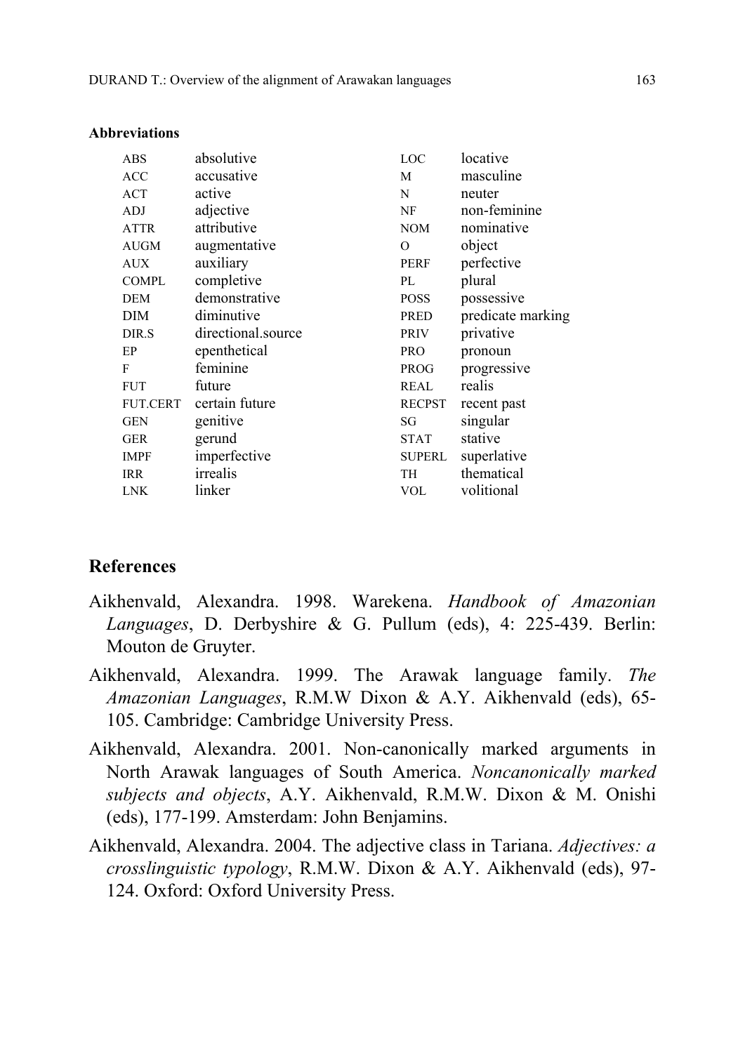**Abbreviations**

| | | | |
|---|---|---|---|
| ABS | absolutive | LOC | locative |
| ACC | accusative | M | masculine |
| ACT | active | N | neuter |
| ADJ | adjective | NF | non-feminine |
| ATTR | attributive | NOM | nominative |
| AUGM | augmentative | O | object |
| AUX | auxiliary | PERF | perfective |
| COMPL | completive | PL | plural |
| DEM | demonstrative | POSS | possessive |
| DIM | diminutive | PRED | predicate marking |
| DIR.S | directional.source | PRIV | privative |
| EP | epenthetical | PRO | pronoun |
| F | feminine | PROG | progressive |
| FUT | future | REAL | realis |
| FUT.CERT | certain future | RECPST | recent past |
| GEN | genitive | SG | singular |
| GER | gerund | STAT | stative |
| IMPF | imperfective | SUPERL | superlative |
| IRR | irrealis | TH | thematical |
| LNK | linker | VOL | volitional |

## References

Aikhenvald, Alexandra. 1998. Warekena. *Handbook of Amazonian Languages*, D. Derbyshire & G. Pullum (eds), 4: 225-439. Berlin: Mouton de Gruyter.

Aikhenvald, Alexandra. 1999. The Arawak language family. *The Amazonian Languages*, R.M.W Dixon & A.Y. Aikhenvald (eds), 65-105. Cambridge: Cambridge University Press.

Aikhenvald, Alexandra. 2001. Non-canonically marked arguments in North Arawak languages of South America. *Noncanonically marked subjects and objects*, A.Y. Aikhenvald, R.M.W. Dixon & M. Onishi (eds), 177-199. Amsterdam: John Benjamins.

Aikhenvald, Alexandra. 2004. The adjective class in Tariana. *Adjectives: a crosslinguistic typology*, R.M.W. Dixon & A.Y. Aikhenvald (eds), 97-124. Oxford: Oxford University Press.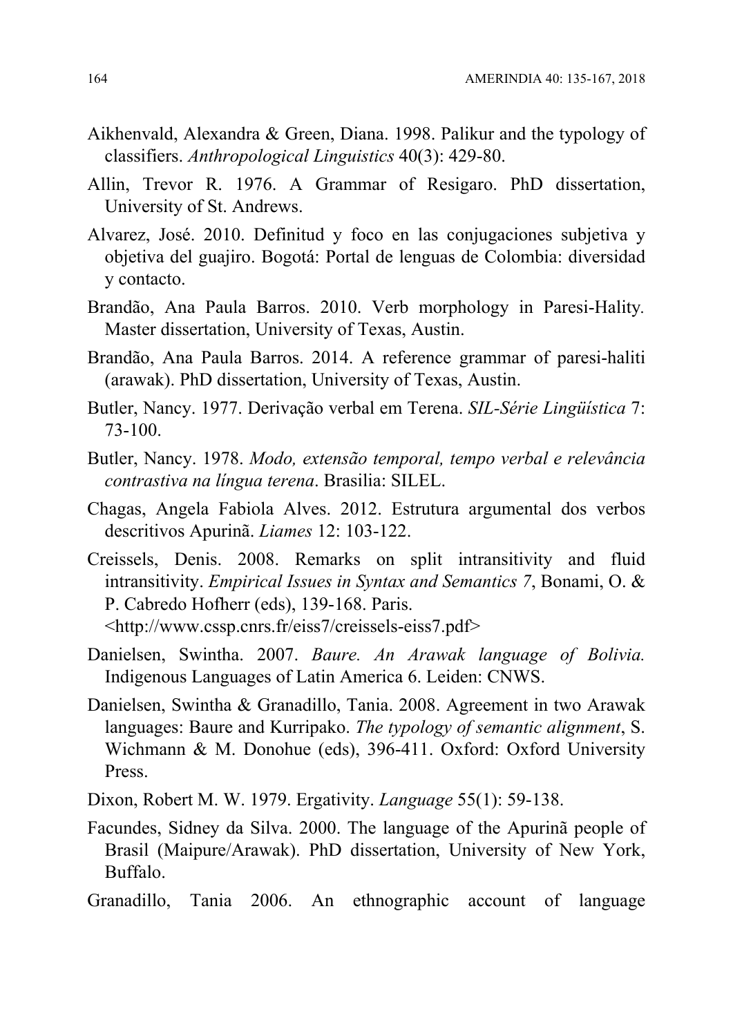Aikhenvald, Alexandra & Green, Diana. 1998. Palikur and the typology of classifiers. *Anthropological Linguistics* 40(3): 429-80.

Allin, Trevor R. 1976. A Grammar of Resigaro. PhD dissertation, University of St. Andrews.

Alvarez, José. 2010. Definitud y foco en las conjugaciones subjetiva y objetiva del guajiro. Bogotá: Portal de lenguas de Colombia: diversidad y contacto.

Brandão, Ana Paula Barros. 2010. Verb morphology in Paresi-Hality. Master dissertation, University of Texas, Austin.

Brandão, Ana Paula Barros. 2014. A reference grammar of paresi-haliti (arawak). PhD dissertation, University of Texas, Austin.

Butler, Nancy. 1977. Derivação verbal em Terena. *SIL-Série Lingüística* 7: 73-100.

Butler, Nancy. 1978. *Modo, extensão temporal, tempo verbal e relevância contrastiva na língua terena*. Brasilia: SILEL.

Chagas, Angela Fabiola Alves. 2012. Estrutura argumental dos verbos descritivos Apurinã. *Liames* 12: 103-122.

Creissels, Denis. 2008. Remarks on split intransitivity and fluid intransitivity. *Empirical Issues in Syntax and Semantics 7*, Bonami, O. & P. Cabredo Hofherr (eds), 139-168. Paris. <http://www.cssp.cnrs.fr/eiss7/creissels-eiss7.pdf>

Danielsen, Swintha. 2007. *Baure. An Arawak language of Bolivia.* Indigenous Languages of Latin America 6. Leiden: CNWS.

Danielsen, Swintha & Granadillo, Tania. 2008. Agreement in two Arawak languages: Baure and Kurripako. *The typology of semantic alignment*, S. Wichmann & M. Donohue (eds), 396-411. Oxford: Oxford University Press.

Dixon, Robert M. W. 1979. Ergativity. *Language* 55(1): 59-138.

Facundes, Sidney da Silva. 2000. The language of the Apurinã people of Brasil (Maipure/Arawak). PhD dissertation, University of New York, Buffalo.

Granadillo, Tania 2006. An ethnographic account of language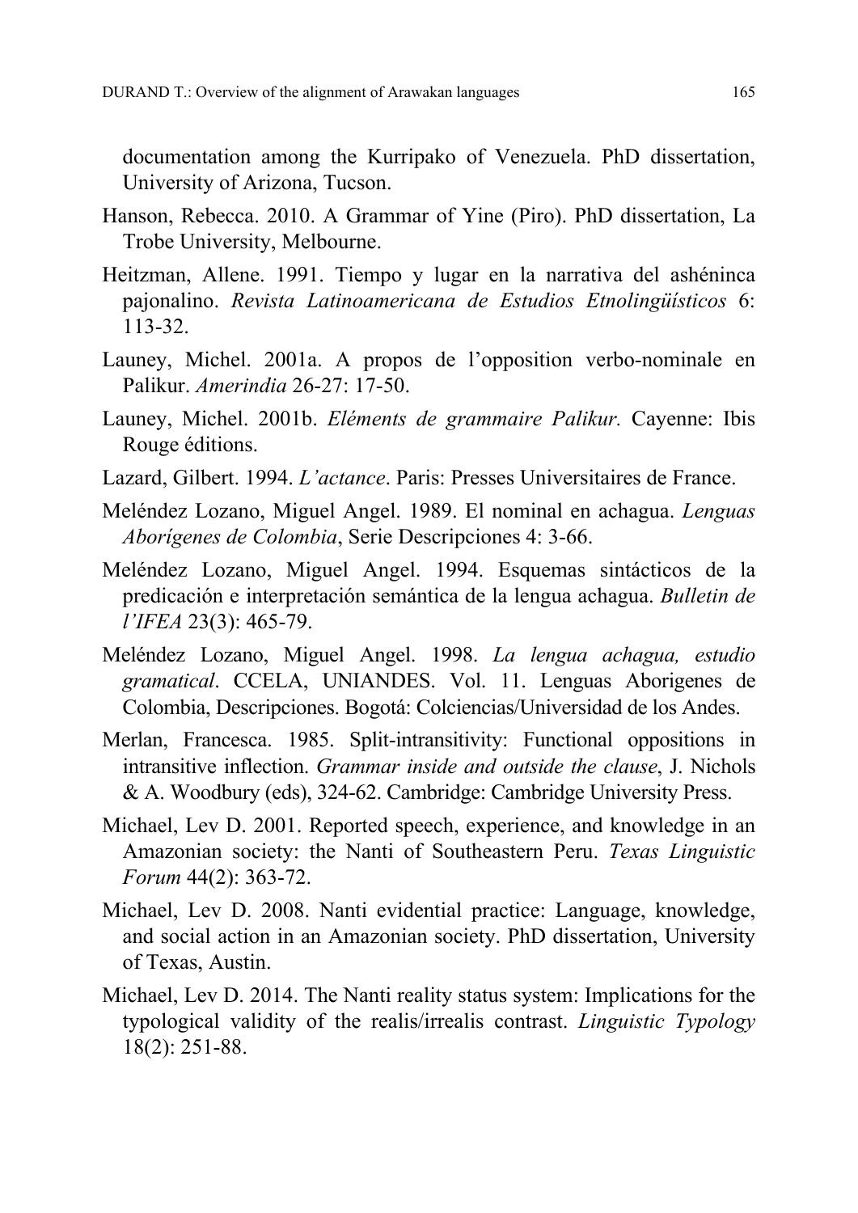documentation among the Kurripako of Venezuela. PhD dissertation, University of Arizona, Tucson.

Hanson, Rebecca. 2010. A Grammar of Yine (Piro). PhD dissertation, La Trobe University, Melbourne.

Heitzman, Allene. 1991. Tiempo y lugar en la narrativa del ashéninca pajonalino. *Revista Latinoamericana de Estudios Etnolingüísticos* 6: 113-32.

Launey, Michel. 2001a. A propos de l'opposition verbo-nominale en Palikur. *Amerindia* 26-27: 17-50.

Launey, Michel. 2001b. *Eléments de grammaire Palikur.* Cayenne: Ibis Rouge éditions.

Lazard, Gilbert. 1994. *L'actance*. Paris: Presses Universitaires de France.

Meléndez Lozano, Miguel Angel. 1989. El nominal en achagua. *Lenguas Aborígenes de Colombia*, Serie Descripciones 4: 3-66.

Meléndez Lozano, Miguel Angel. 1994. Esquemas sintácticos de la predicación e interpretación semántica de la lengua achagua. *Bulletin de l'IFEA* 23(3): 465-79.

Meléndez Lozano, Miguel Angel. 1998. *La lengua achagua, estudio gramatical*. CCELA, UNIANDES. Vol. 11. Lenguas Aborigenes de Colombia, Descripciones. Bogotá: Colciencias/Universidad de los Andes.

Merlan, Francesca. 1985. Split-intransitivity: Functional oppositions in intransitive inflection. *Grammar inside and outside the clause*, J. Nichols & A. Woodbury (eds), 324-62. Cambridge: Cambridge University Press.

Michael, Lev D. 2001. Reported speech, experience, and knowledge in an Amazonian society: the Nanti of Southeastern Peru. *Texas Linguistic Forum* 44(2): 363-72.

Michael, Lev D. 2008. Nanti evidential practice: Language, knowledge, and social action in an Amazonian society. PhD dissertation, University of Texas, Austin.

Michael, Lev D. 2014. The Nanti reality status system: Implications for the typological validity of the realis/irrealis contrast. *Linguistic Typology* 18(2): 251-88.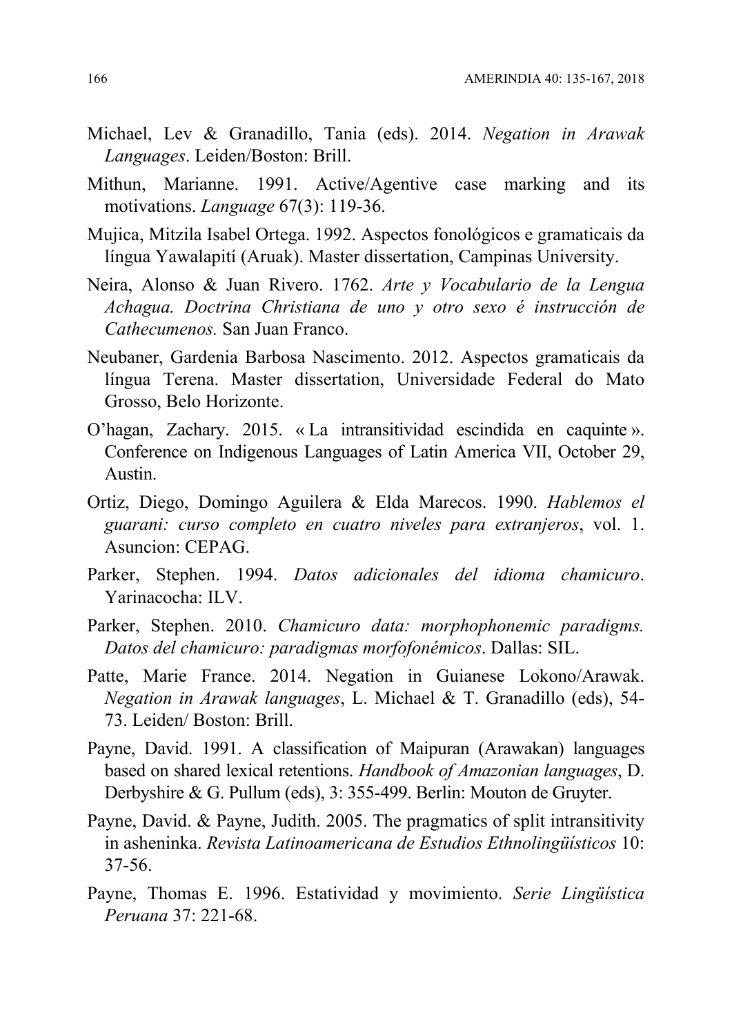Michael, Lev & Granadillo, Tania (eds). 2014. *Negation in Arawak Languages*. Leiden/Boston: Brill.

Mithun, Marianne. 1991. Active/Agentive case marking and its motivations. *Language* 67(3): 119-36.

Mujica, Mitzila Isabel Ortega. 1992. Aspectos fonológicos e gramaticais da língua Yawalapití (Aruak). Master dissertation, Campinas University.

Neira, Alonso & Juan Rivero. 1762. *Arte y Vocabulario de la Lengua Achagua. Doctrina Christiana de uno y otro sexo é instrucción de Cathecumenos.* San Juan Franco.

Neubaner, Gardenia Barbosa Nascimento. 2012. Aspectos gramaticais da língua Terena. Master dissertation, Universidade Federal do Mato Grosso, Belo Horizonte.

O'hagan, Zachary. 2015. « La intransitividad escindida en caquinte ». Conference on Indigenous Languages of Latin America VII, October 29, Austin.

Ortiz, Diego, Domingo Aguilera & Elda Marecos. 1990. *Hablemos el guarani: curso completo en cuatro niveles para extranjeros*, vol. 1. Asuncion: CEPAG.

Parker, Stephen. 1994. *Datos adicionales del idioma chamicuro*. Yarinacocha: ILV.

Parker, Stephen. 2010. *Chamicuro data: morphophonemic paradigms. Datos del chamicuro: paradigmas morfofonémicos*. Dallas: SIL.

Patte, Marie France. 2014. Negation in Guianese Lokono/Arawak. *Negation in Arawak languages*, L. Michael & T. Granadillo (eds), 54-73. Leiden/ Boston: Brill.

Payne, David. 1991. A classification of Maipuran (Arawakan) languages based on shared lexical retentions. *Handbook of Amazonian languages*, D. Derbyshire & G. Pullum (eds), 3: 355-499. Berlin: Mouton de Gruyter.

Payne, David. & Payne, Judith. 2005. The pragmatics of split intransitivity in asheninka. *Revista Latinoamericana de Estudios Ethnolingüísticos* 10: 37-56.

Payne, Thomas E. 1996. Estatividad y movimiento. *Serie Lingüística Peruana* 37: 221-68.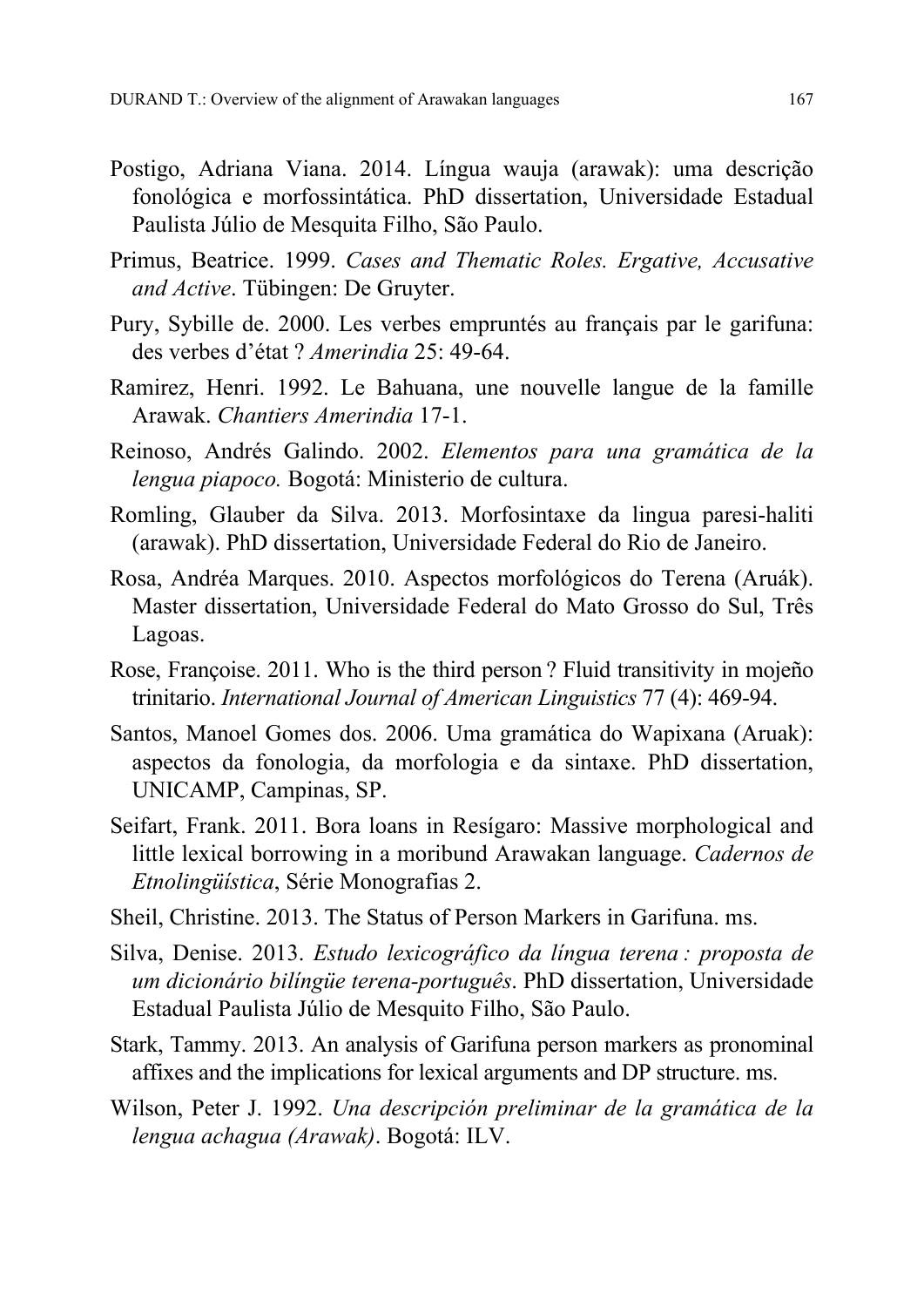Postigo, Adriana Viana. 2014. Língua wauja (arawak): uma descrição fonológica e morfossintática. PhD dissertation, Universidade Estadual Paulista Júlio de Mesquita Filho, São Paulo.

Primus, Beatrice. 1999. *Cases and Thematic Roles. Ergative, Accusative and Active*. Tübingen: De Gruyter.

Pury, Sybille de. 2000. Les verbes empruntés au français par le garifuna: des verbes d'état ? *Amerindia* 25: 49-64.

Ramirez, Henri. 1992. Le Bahuana, une nouvelle langue de la famille Arawak. *Chantiers Amerindia* 17-1.

Reinoso, Andrés Galindo. 2002. *Elementos para una gramática de la lengua piapoco.* Bogotá: Ministerio de cultura.

Romling, Glauber da Silva. 2013. Morfosintaxe da lingua paresi-haliti (arawak). PhD dissertation, Universidade Federal do Rio de Janeiro.

Rosa, Andréa Marques. 2010. Aspectos morfológicos do Terena (Aruák). Master dissertation, Universidade Federal do Mato Grosso do Sul, Três Lagoas.

Rose, Françoise. 2011. Who is the third person ? Fluid transitivity in mojeño trinitario. *International Journal of American Linguistics* 77 (4): 469-94.

Santos, Manoel Gomes dos. 2006. Uma gramática do Wapixana (Aruak): aspectos da fonologia, da morfologia e da sintaxe. PhD dissertation, UNICAMP, Campinas, SP.

Seifart, Frank. 2011. Bora loans in Resígaro: Massive morphological and little lexical borrowing in a moribund Arawakan language. *Cadernos de Etnolingüística*, Série Monografias 2.

Sheil, Christine. 2013. The Status of Person Markers in Garifuna. ms.

Silva, Denise. 2013. *Estudo lexicográfico da língua terena : proposta de um dicionário bilíngüe terena-português*. PhD dissertation, Universidade Estadual Paulista Júlio de Mesquito Filho, São Paulo.

Stark, Tammy. 2013. An analysis of Garifuna person markers as pronominal affixes and the implications for lexical arguments and DP structure. ms.

Wilson, Peter J. 1992. *Una descripción preliminar de la gramática de la lengua achagua (Arawak)*. Bogotá: ILV.